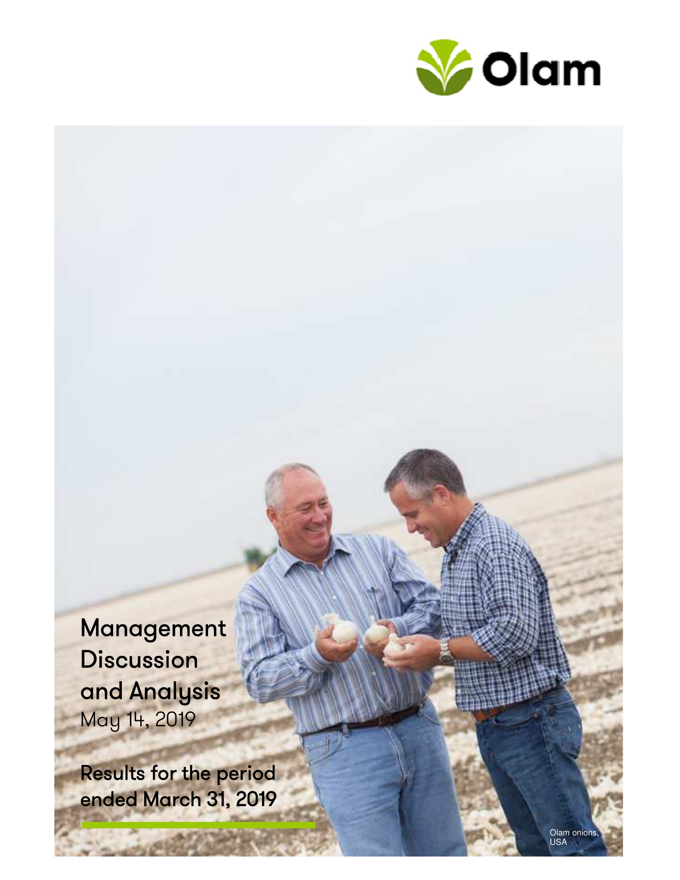Olam

# Management Discussion and Analysis

May 14, 2019

## Results for the period ended March 31, 2019

Olam onions, USA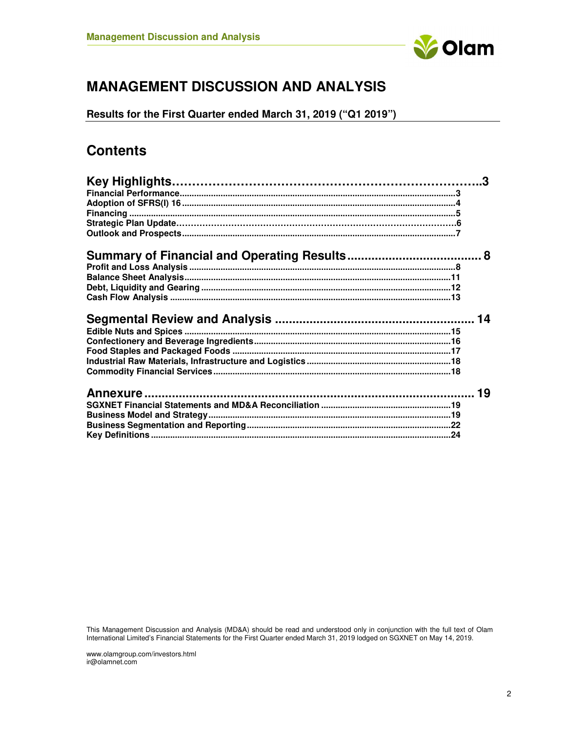# MANAGEMENT DISCUSSION AND ANALYSIS

**Results for the First Quarter ended March 31, 2019 ("Q1 2019")**

## Contents

| | |
|---|---|
| **Key Highlights** | **3** |
| Financial Performance | 3 |
| Adoption of SFRS(I) 16 | 4 |
| Financing | 5 |
| Strategic Plan Update | 6 |
| Outlook and Prospects | 7 |
| **Summary of Financial and Operating Results** | **8** |
| Profit and Loss Analysis | 8 |
| Balance Sheet Analysis | 11 |
| Debt, Liquidity and Gearing | 12 |
| Cash Flow Analysis | 13 |
| **Segmental Review and Analysis** | **14** |
| Edible Nuts and Spices | 15 |
| Confectionery and Beverage Ingredients | 16 |
| Food Staples and Packaged Foods | 17 |
| Industrial Raw Materials, Infrastructure and Logistics | 18 |
| Commodity Financial Services | 18 |
| **Annexure** | **19** |
| SGXNET Financial Statements and MD&A Reconciliation | 19 |
| Business Model and Strategy | 19 |
| Business Segmentation and Reporting | 22 |
| Key Definitions | 24 |

This Management Discussion and Analysis (MD&A) should be read and understood only in conjunction with the full text of Olam International Limited's Financial Statements for the First Quarter ended March 31, 2019 lodged on SGXNET on May 14, 2019.

www.olamgroup.com/investors.html
ir@olamnet.com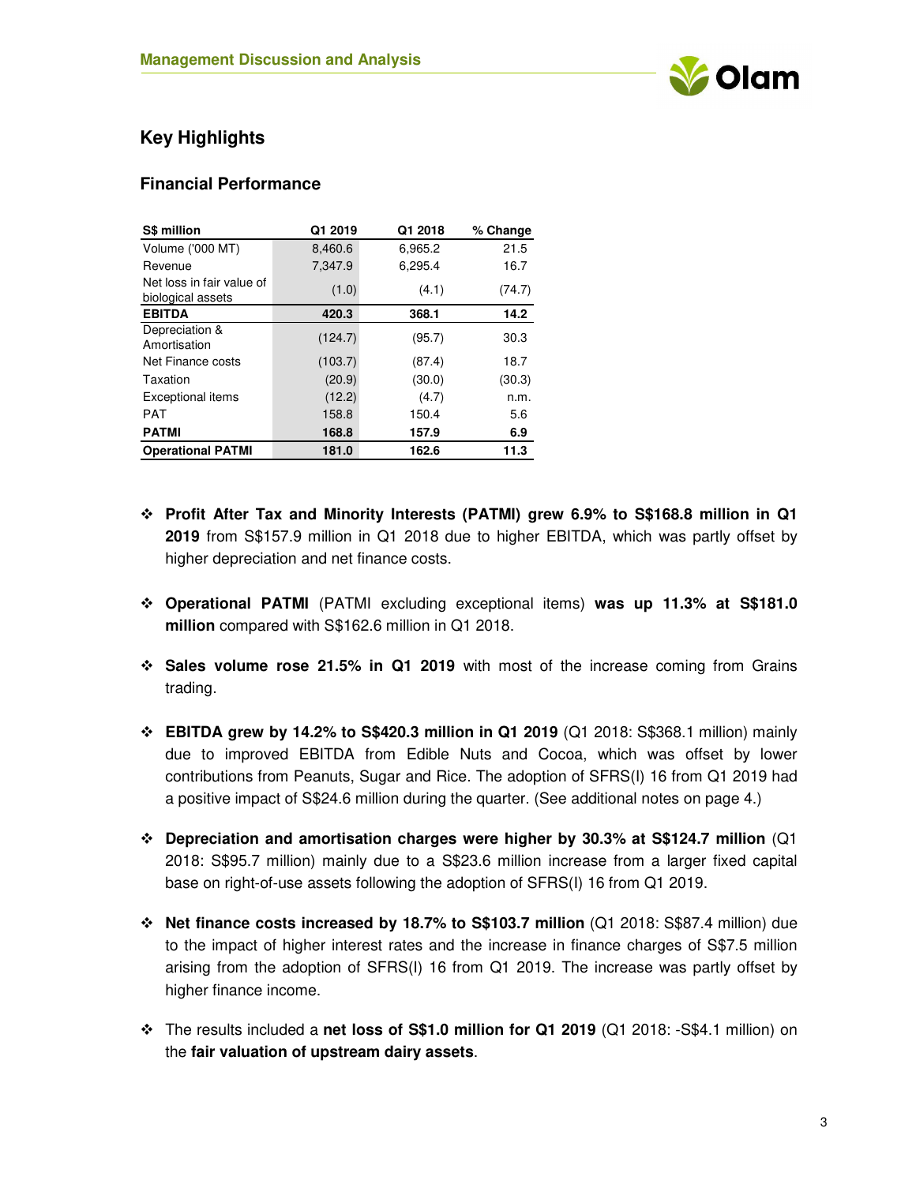## Key Highlights

### Financial Performance

| S$ million | Q1 2019 | Q1 2018 | % Change |
|---|---|---|---|
| Volume ('000 MT) | 8,460.6 | 6,965.2 | 21.5 |
| Revenue | 7,347.9 | 6,295.4 | 16.7 |
| Net loss in fair value of biological assets | (1.0) | (4.1) | (74.7) |
| **EBITDA** | **420.3** | **368.1** | **14.2** |
| Depreciation & Amortisation | (124.7) | (95.7) | 30.3 |
| Net Finance costs | (103.7) | (87.4) | 18.7 |
| Taxation | (20.9) | (30.0) | (30.3) |
| Exceptional items | (12.2) | (4.7) | n.m. |
| PAT | 158.8 | 150.4 | 5.6 |
| **PATMI** | **168.8** | **157.9** | **6.9** |
| **Operational PATMI** | **181.0** | **162.6** | **11.3** |

- **Profit After Tax and Minority Interests (PATMI) grew 6.9% to S$168.8 million in Q1 2019** from S$157.9 million in Q1 2018 due to higher EBITDA, which was partly offset by higher depreciation and net finance costs.

- **Operational PATMI** (PATMI excluding exceptional items) **was up 11.3% at S$181.0 million** compared with S$162.6 million in Q1 2018.

- **Sales volume rose 21.5% in Q1 2019** with most of the increase coming from Grains trading.

- **EBITDA grew by 14.2% to S$420.3 million in Q1 2019** (Q1 2018: S$368.1 million) mainly due to improved EBITDA from Edible Nuts and Cocoa, which was offset by lower contributions from Peanuts, Sugar and Rice. The adoption of SFRS(I) 16 from Q1 2019 had a positive impact of S$24.6 million during the quarter. (See additional notes on page 4.)

- **Depreciation and amortisation charges were higher by 30.3% at S$124.7 million** (Q1 2018: S$95.7 million) mainly due to a S$23.6 million increase from a larger fixed capital base on right-of-use assets following the adoption of SFRS(I) 16 from Q1 2019.

- **Net finance costs increased by 18.7% to S$103.7 million** (Q1 2018: S$87.4 million) due to the impact of higher interest rates and the increase in finance charges of S$7.5 million arising from the adoption of SFRS(I) 16 from Q1 2019. The increase was partly offset by higher finance income.

- The results included a **net loss of S$1.0 million for Q1 2019** (Q1 2018: -S$4.1 million) on the **fair valuation of upstream dairy assets**.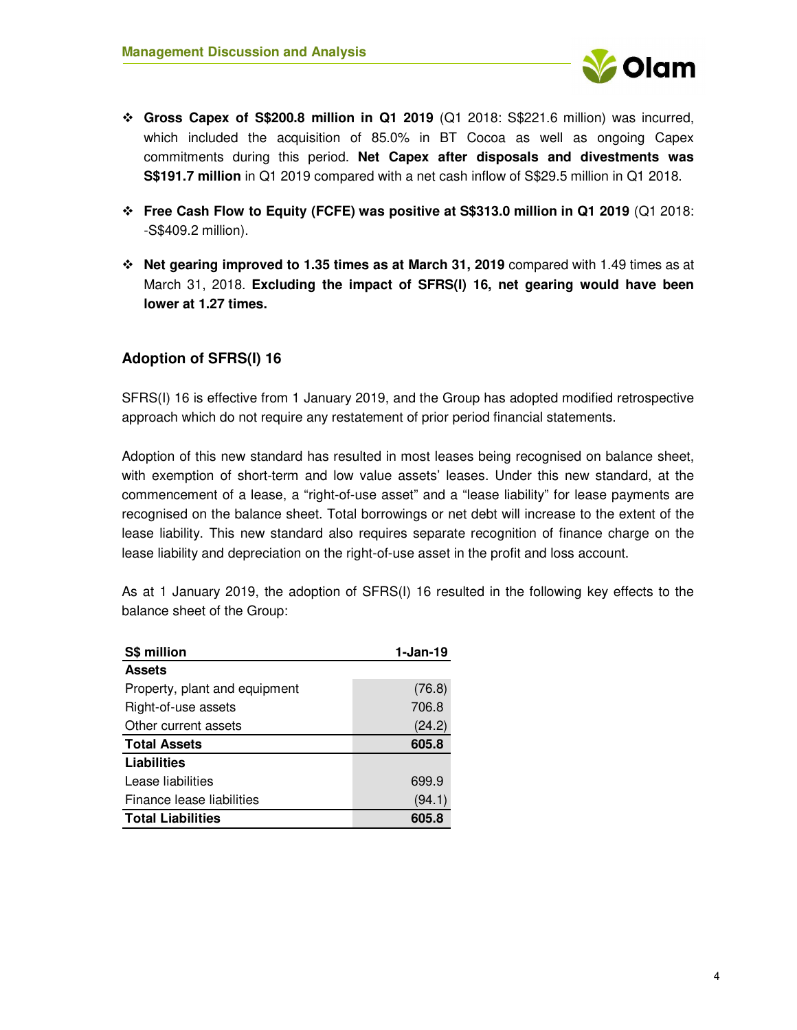- **Gross Capex of S$200.8 million in Q1 2019** (Q1 2018: S$221.6 million) was incurred, which included the acquisition of 85.0% in BT Cocoa as well as ongoing Capex commitments during this period. **Net Capex after disposals and divestments was S$191.7 million** in Q1 2019 compared with a net cash inflow of S$29.5 million in Q1 2018.

- **Free Cash Flow to Equity (FCFE) was positive at S$313.0 million in Q1 2019** (Q1 2018: -S$409.2 million).

- **Net gearing improved to 1.35 times as at March 31, 2019** compared with 1.49 times as at March 31, 2018. **Excluding the impact of SFRS(I) 16, net gearing would have been lower at 1.27 times.**

## Adoption of SFRS(I) 16

SFRS(I) 16 is effective from 1 January 2019, and the Group has adopted modified retrospective approach which do not require any restatement of prior period financial statements.

Adoption of this new standard has resulted in most leases being recognised on balance sheet, with exemption of short-term and low value assets' leases. Under this new standard, at the commencement of a lease, a "right-of-use asset" and a "lease liability" for lease payments are recognised on the balance sheet. Total borrowings or net debt will increase to the extent of the lease liability. This new standard also requires separate recognition of finance charge on the lease liability and depreciation on the right-of-use asset in the profit and loss account.

As at 1 January 2019, the adoption of SFRS(I) 16 resulted in the following key effects to the balance sheet of the Group:

| S$ million | 1-Jan-19 |
|---|---|
| **Assets** | |
| Property, plant and equipment | (76.8) |
| Right-of-use assets | 706.8 |
| Other current assets | (24.2) |
| **Total Assets** | **605.8** |
| **Liabilities** | |
| Lease liabilities | 699.9 |
| Finance lease liabilities | (94.1) |
| **Total Liabilities** | **605.8** |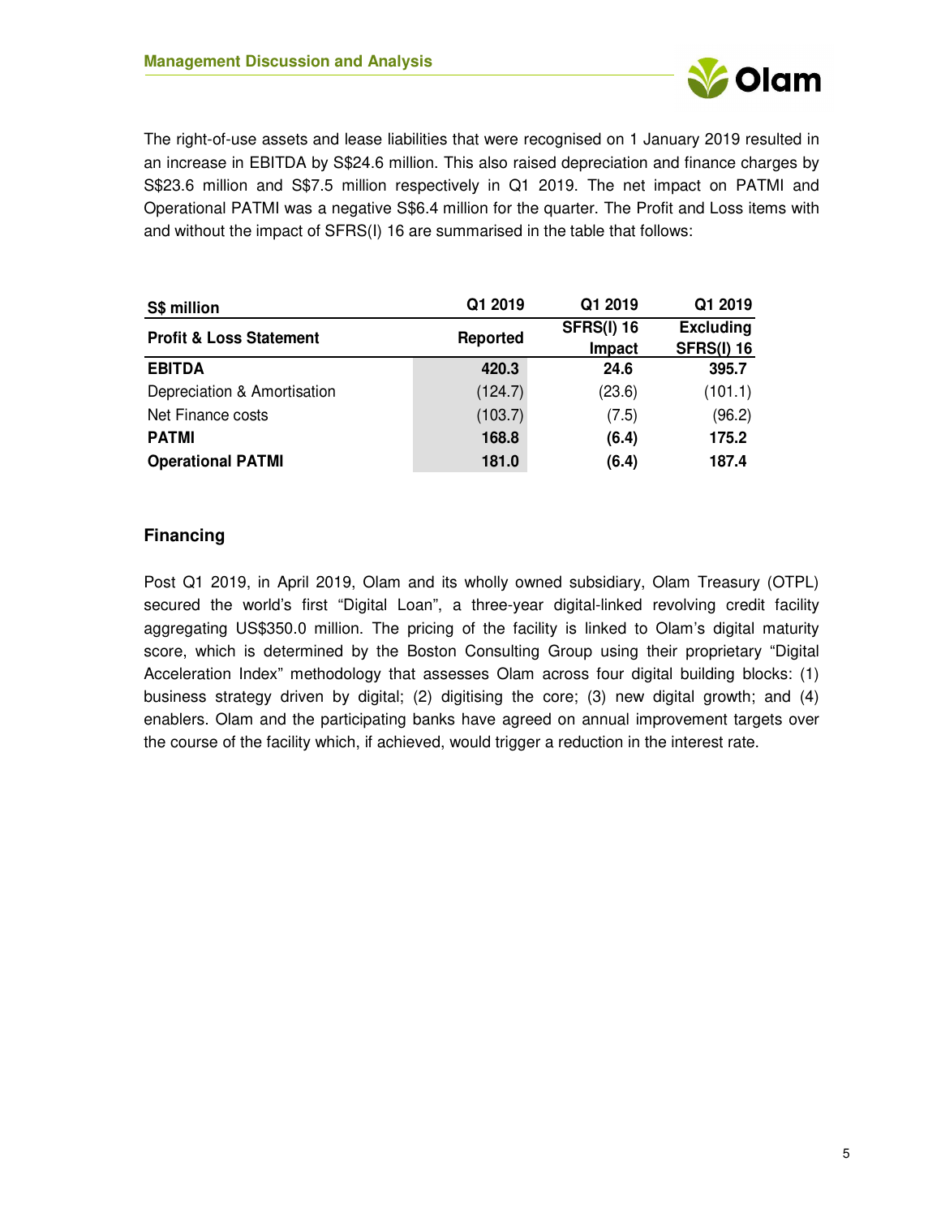The right-of-use assets and lease liabilities that were recognised on 1 January 2019 resulted in an increase in EBITDA by S$24.6 million. This also raised depreciation and finance charges by S$23.6 million and S$7.5 million respectively in Q1 2019. The net impact on PATMI and Operational PATMI was a negative S$6.4 million for the quarter. The Profit and Loss items with and without the impact of SFRS(I) 16 are summarised in the table that follows:

| S$ million | Q1 2019 | Q1 2019 | Q1 2019 |
|---|---|---|---|
| **Profit & Loss Statement** | **Reported** | **SFRS(I) 16 Impact** | **Excluding SFRS(I) 16** |
| **EBITDA** | **420.3** | **24.6** | **395.7** |
| Depreciation & Amortisation | (124.7) | (23.6) | (101.1) |
| Net Finance costs | (103.7) | (7.5) | (96.2) |
| **PATMI** | **168.8** | **(6.4)** | **175.2** |
| **Operational PATMI** | **181.0** | **(6.4)** | **187.4** |

## Financing

Post Q1 2019, in April 2019, Olam and its wholly owned subsidiary, Olam Treasury (OTPL) secured the world's first "Digital Loan", a three-year digital-linked revolving credit facility aggregating US$350.0 million. The pricing of the facility is linked to Olam's digital maturity score, which is determined by the Boston Consulting Group using their proprietary "Digital Acceleration Index" methodology that assesses Olam across four digital building blocks: (1) business strategy driven by digital; (2) digitising the core; (3) new digital growth; and (4) enablers. Olam and the participating banks have agreed on annual improvement targets over the course of the facility which, if achieved, would trigger a reduction in the interest rate.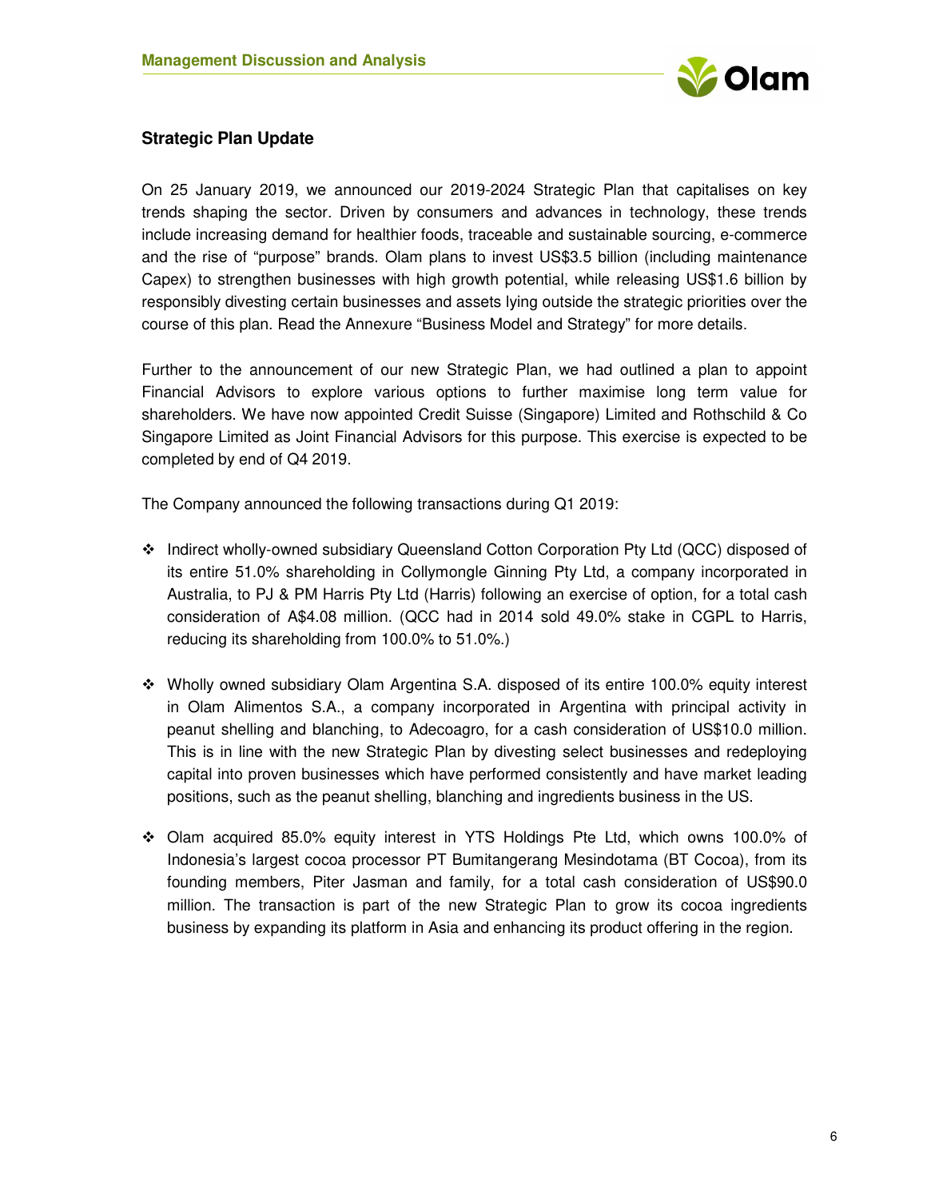## Strategic Plan Update

On 25 January 2019, we announced our 2019-2024 Strategic Plan that capitalises on key trends shaping the sector. Driven by consumers and advances in technology, these trends include increasing demand for healthier foods, traceable and sustainable sourcing, e-commerce and the rise of "purpose" brands. Olam plans to invest US$3.5 billion (including maintenance Capex) to strengthen businesses with high growth potential, while releasing US$1.6 billion by responsibly divesting certain businesses and assets lying outside the strategic priorities over the course of this plan. Read the Annexure "Business Model and Strategy" for more details.

Further to the announcement of our new Strategic Plan, we had outlined a plan to appoint Financial Advisors to explore various options to further maximise long term value for shareholders. We have now appointed Credit Suisse (Singapore) Limited and Rothschild & Co Singapore Limited as Joint Financial Advisors for this purpose. This exercise is expected to be completed by end of Q4 2019.

The Company announced the following transactions during Q1 2019:

- Indirect wholly-owned subsidiary Queensland Cotton Corporation Pty Ltd (QCC) disposed of its entire 51.0% shareholding in Collymongle Ginning Pty Ltd, a company incorporated in Australia, to PJ & PM Harris Pty Ltd (Harris) following an exercise of option, for a total cash consideration of A$4.08 million. (QCC had in 2014 sold 49.0% stake in CGPL to Harris, reducing its shareholding from 100.0% to 51.0%.)

- Wholly owned subsidiary Olam Argentina S.A. disposed of its entire 100.0% equity interest in Olam Alimentos S.A., a company incorporated in Argentina with principal activity in peanut shelling and blanching, to Adecoagro, for a cash consideration of US$10.0 million. This is in line with the new Strategic Plan by divesting select businesses and redeploying capital into proven businesses which have performed consistently and have market leading positions, such as the peanut shelling, blanching and ingredients business in the US.

- Olam acquired 85.0% equity interest in YTS Holdings Pte Ltd, which owns 100.0% of Indonesia's largest cocoa processor PT Bumitangerang Mesindotama (BT Cocoa), from its founding members, Piter Jasman and family, for a total cash consideration of US$90.0 million. The transaction is part of the new Strategic Plan to grow its cocoa ingredients business by expanding its platform in Asia and enhancing its product offering in the region.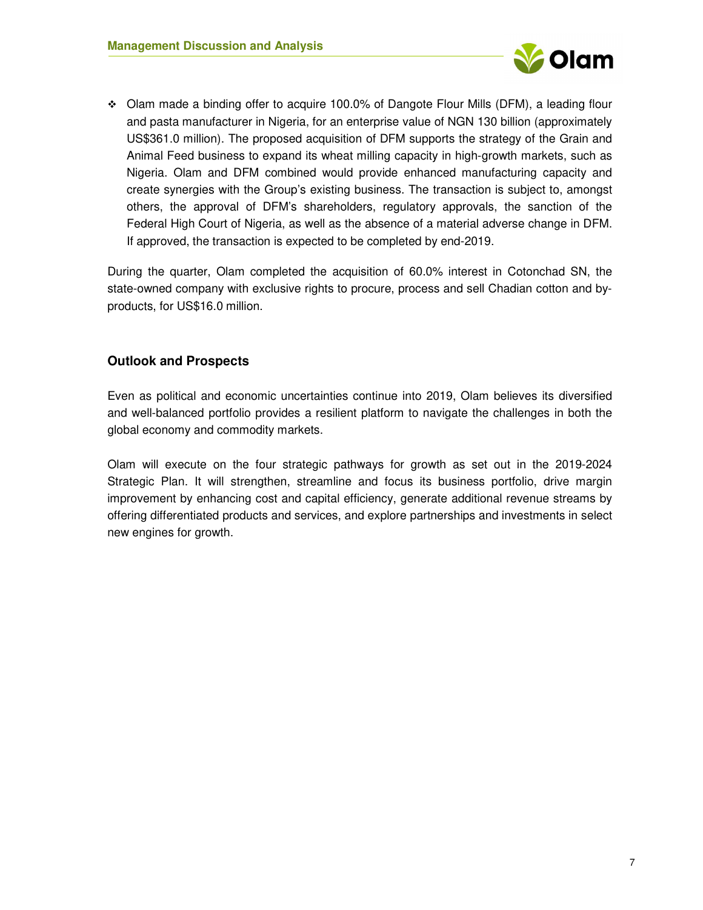- Olam made a binding offer to acquire 100.0% of Dangote Flour Mills (DFM), a leading flour and pasta manufacturer in Nigeria, for an enterprise value of NGN 130 billion (approximately US$361.0 million). The proposed acquisition of DFM supports the strategy of the Grain and Animal Feed business to expand its wheat milling capacity in high-growth markets, such as Nigeria. Olam and DFM combined would provide enhanced manufacturing capacity and create synergies with the Group's existing business. The transaction is subject to, amongst others, the approval of DFM's shareholders, regulatory approvals, the sanction of the Federal High Court of Nigeria, as well as the absence of a material adverse change in DFM. If approved, the transaction is expected to be completed by end-2019.

During the quarter, Olam completed the acquisition of 60.0% interest in Cotonchad SN, the state-owned company with exclusive rights to procure, process and sell Chadian cotton and by-products, for US$16.0 million.

## Outlook and Prospects

Even as political and economic uncertainties continue into 2019, Olam believes its diversified and well-balanced portfolio provides a resilient platform to navigate the challenges in both the global economy and commodity markets.

Olam will execute on the four strategic pathways for growth as set out in the 2019-2024 Strategic Plan. It will strengthen, streamline and focus its business portfolio, drive margin improvement by enhancing cost and capital efficiency, generate additional revenue streams by offering differentiated products and services, and explore partnerships and investments in select new engines for growth.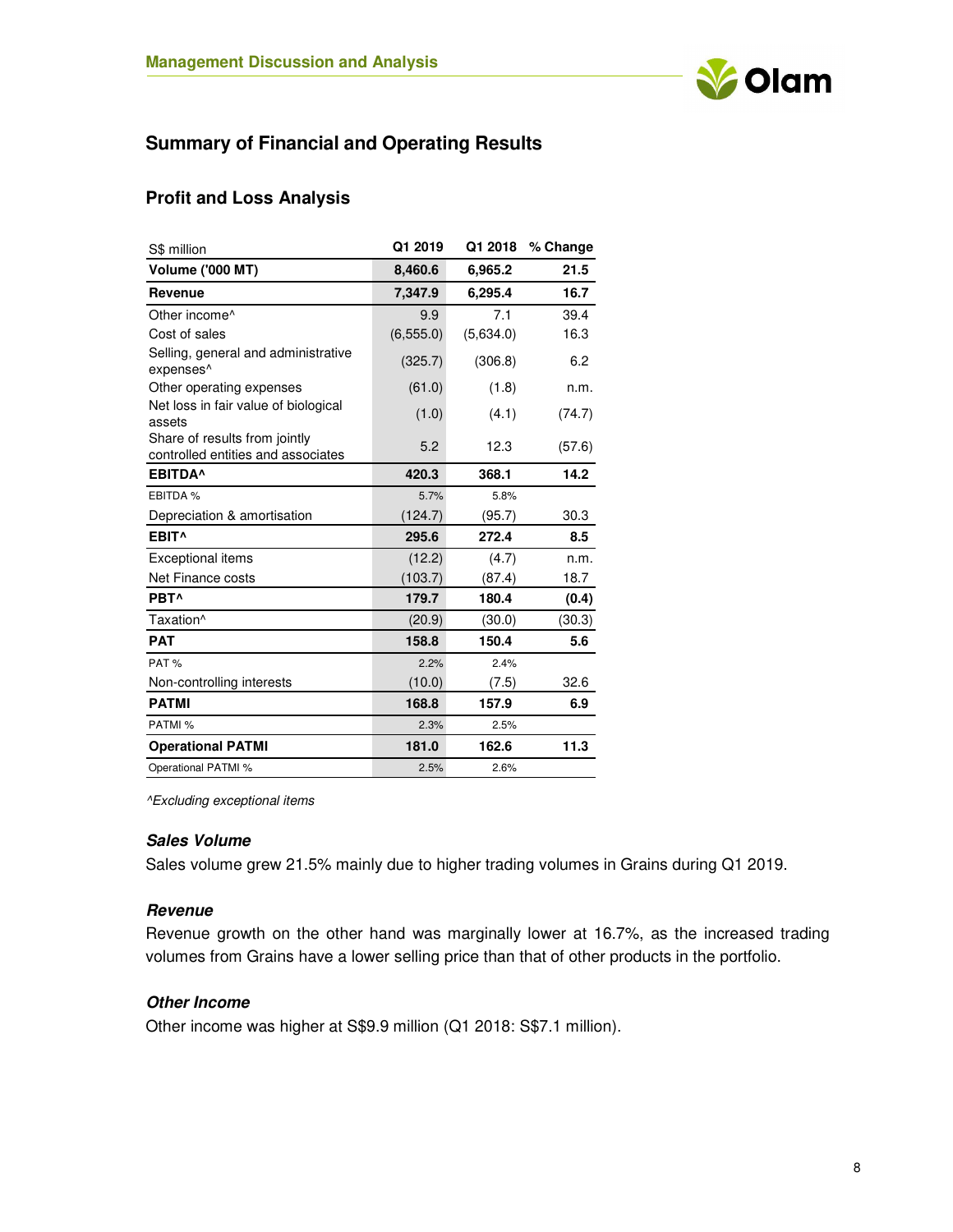## Summary of Financial and Operating Results

### Profit and Loss Analysis

| S$ million | Q1 2019 | Q1 2018 | % Change |
|---|---|---|---|
| **Volume ('000 MT)** | **8,460.6** | **6,965.2** | **21.5** |
| **Revenue** | **7,347.9** | **6,295.4** | **16.7** |
| Other income^ | 9.9 | 7.1 | 39.4 |
| Cost of sales | (6,555.0) | (5,634.0) | 16.3 |
| Selling, general and administrative expenses^ | (325.7) | (306.8) | 6.2 |
| Other operating expenses | (61.0) | (1.8) | n.m. |
| Net loss in fair value of biological assets | (1.0) | (4.1) | (74.7) |
| Share of results from jointly controlled entities and associates | 5.2 | 12.3 | (57.6) |
| **EBITDA^** | **420.3** | **368.1** | **14.2** |
| EBITDA % | 5.7% | 5.8% | |
| Depreciation & amortisation | (124.7) | (95.7) | 30.3 |
| **EBIT^** | **295.6** | **272.4** | **8.5** |
| Exceptional items | (12.2) | (4.7) | n.m. |
| Net Finance costs | (103.7) | (87.4) | 18.7 |
| **PBT^** | **179.7** | **180.4** | **(0.4)** |
| Taxation^ | (20.9) | (30.0) | (30.3) |
| **PAT** | **158.8** | **150.4** | **5.6** |
| PAT % | 2.2% | 2.4% | |
| Non-controlling interests | (10.0) | (7.5) | 32.6 |
| **PATMI** | **168.8** | **157.9** | **6.9** |
| PATMI % | 2.3% | 2.5% | |
| **Operational PATMI** | **181.0** | **162.6** | **11.3** |
| Operational PATMI % | 2.5% | 2.6% | |

*^Excluding exceptional items*

#### *Sales Volume*

Sales volume grew 21.5% mainly due to higher trading volumes in Grains during Q1 2019.

#### *Revenue*

Revenue growth on the other hand was marginally lower at 16.7%, as the increased trading volumes from Grains have a lower selling price than that of other products in the portfolio.

#### *Other Income*

Other income was higher at S$9.9 million (Q1 2018: S$7.1 million).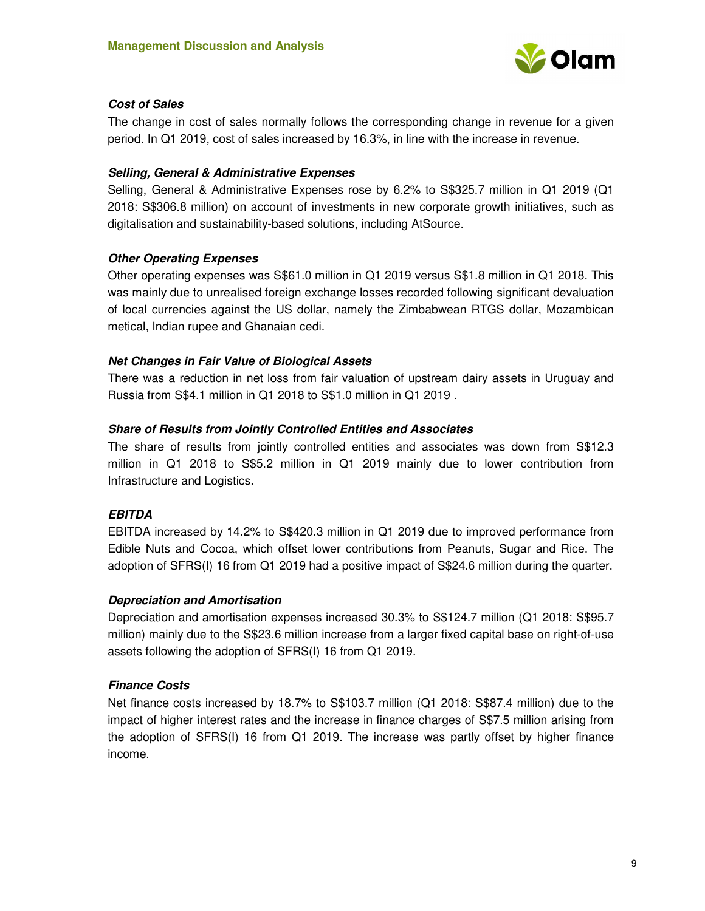### *Cost of Sales*

The change in cost of sales normally follows the corresponding change in revenue for a given period. In Q1 2019, cost of sales increased by 16.3%, in line with the increase in revenue.

### *Selling, General & Administrative Expenses*

Selling, General & Administrative Expenses rose by 6.2% to S$325.7 million in Q1 2019 (Q1 2018: S$306.8 million) on account of investments in new corporate growth initiatives, such as digitalisation and sustainability-based solutions, including AtSource.

### *Other Operating Expenses*

Other operating expenses was S$61.0 million in Q1 2019 versus S$1.8 million in Q1 2018. This was mainly due to unrealised foreign exchange losses recorded following significant devaluation of local currencies against the US dollar, namely the Zimbabwean RTGS dollar, Mozambican metical, Indian rupee and Ghanaian cedi.

### *Net Changes in Fair Value of Biological Assets*

There was a reduction in net loss from fair valuation of upstream dairy assets in Uruguay and Russia from S$4.1 million in Q1 2018 to S$1.0 million in Q1 2019 .

### *Share of Results from Jointly Controlled Entities and Associates*

The share of results from jointly controlled entities and associates was down from S$12.3 million in Q1 2018 to S$5.2 million in Q1 2019 mainly due to lower contribution from Infrastructure and Logistics.

### *EBITDA*

EBITDA increased by 14.2% to S$420.3 million in Q1 2019 due to improved performance from Edible Nuts and Cocoa, which offset lower contributions from Peanuts, Sugar and Rice. The adoption of SFRS(I) 16 from Q1 2019 had a positive impact of S$24.6 million during the quarter.

### *Depreciation and Amortisation*

Depreciation and amortisation expenses increased 30.3% to S$124.7 million (Q1 2018: S$95.7 million) mainly due to the S$23.6 million increase from a larger fixed capital base on right-of-use assets following the adoption of SFRS(I) 16 from Q1 2019.

### *Finance Costs*

Net finance costs increased by 18.7% to S$103.7 million (Q1 2018: S$87.4 million) due to the impact of higher interest rates and the increase in finance charges of S$7.5 million arising from the adoption of SFRS(I) 16 from Q1 2019. The increase was partly offset by higher finance income.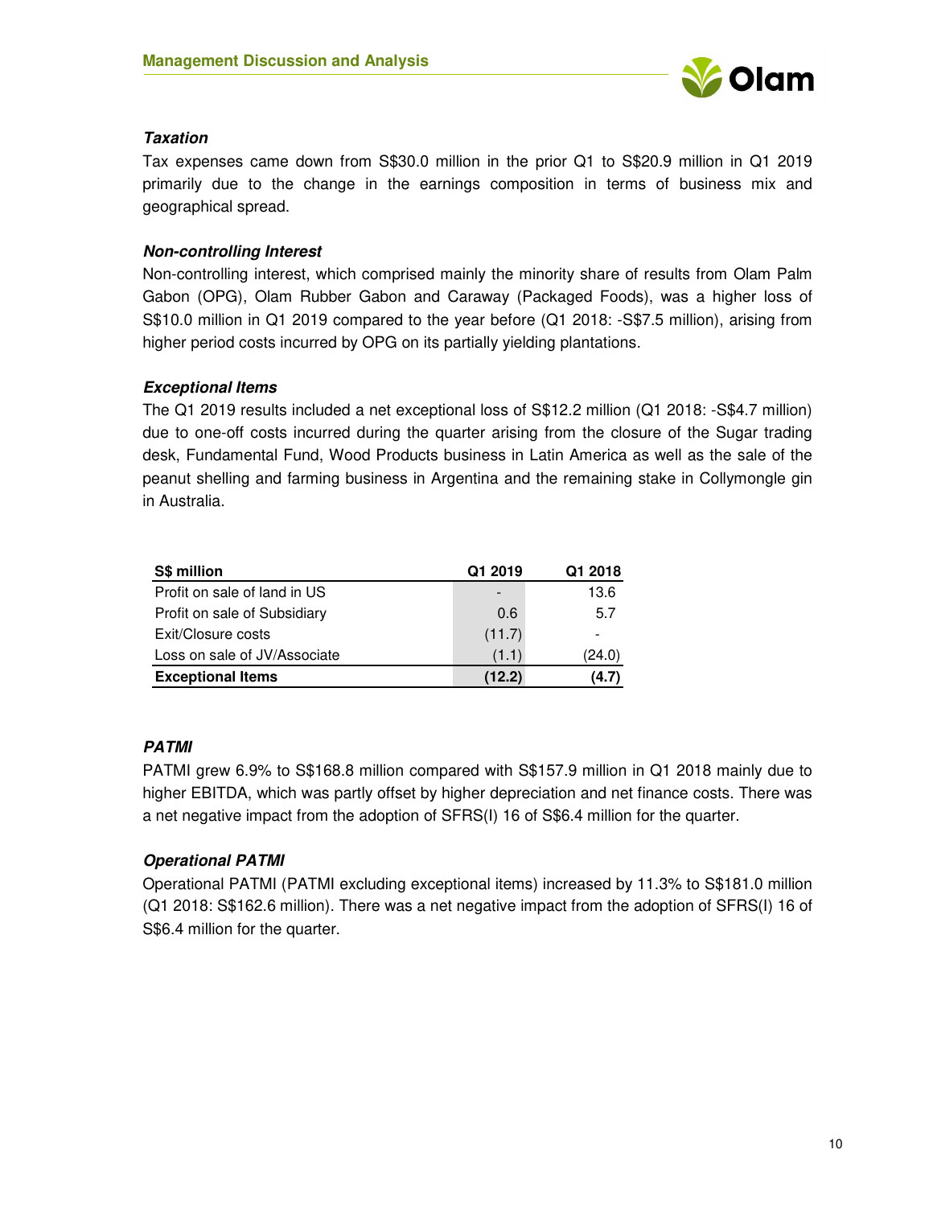### *Taxation*

Tax expenses came down from S$30.0 million in the prior Q1 to S$20.9 million in Q1 2019 primarily due to the change in the earnings composition in terms of business mix and geographical spread.

### *Non-controlling Interest*

Non-controlling interest, which comprised mainly the minority share of results from Olam Palm Gabon (OPG), Olam Rubber Gabon and Caraway (Packaged Foods), was a higher loss of S$10.0 million in Q1 2019 compared to the year before (Q1 2018: -S$7.5 million), arising from higher period costs incurred by OPG on its partially yielding plantations.

### *Exceptional Items*

The Q1 2019 results included a net exceptional loss of S$12.2 million (Q1 2018: -S$4.7 million) due to one-off costs incurred during the quarter arising from the closure of the Sugar trading desk, Fundamental Fund, Wood Products business in Latin America as well as the sale of the peanut shelling and farming business in Argentina and the remaining stake in Collymongle gin in Australia.

| S$ million | Q1 2019 | Q1 2018 |
|---|---|---|
| Profit on sale of land in US | - | 13.6 |
| Profit on sale of Subsidiary | 0.6 | 5.7 |
| Exit/Closure costs | (11.7) | - |
| Loss on sale of JV/Associate | (1.1) | (24.0) |
| **Exceptional Items** | **(12.2)** | **(4.7)** |

### *PATMI*

PATMI grew 6.9% to S$168.8 million compared with S$157.9 million in Q1 2018 mainly due to higher EBITDA, which was partly offset by higher depreciation and net finance costs. There was a net negative impact from the adoption of SFRS(I) 16 of S$6.4 million for the quarter.

### *Operational PATMI*

Operational PATMI (PATMI excluding exceptional items) increased by 11.3% to S$181.0 million (Q1 2018: S$162.6 million). There was a net negative impact from the adoption of SFRS(I) 16 of S$6.4 million for the quarter.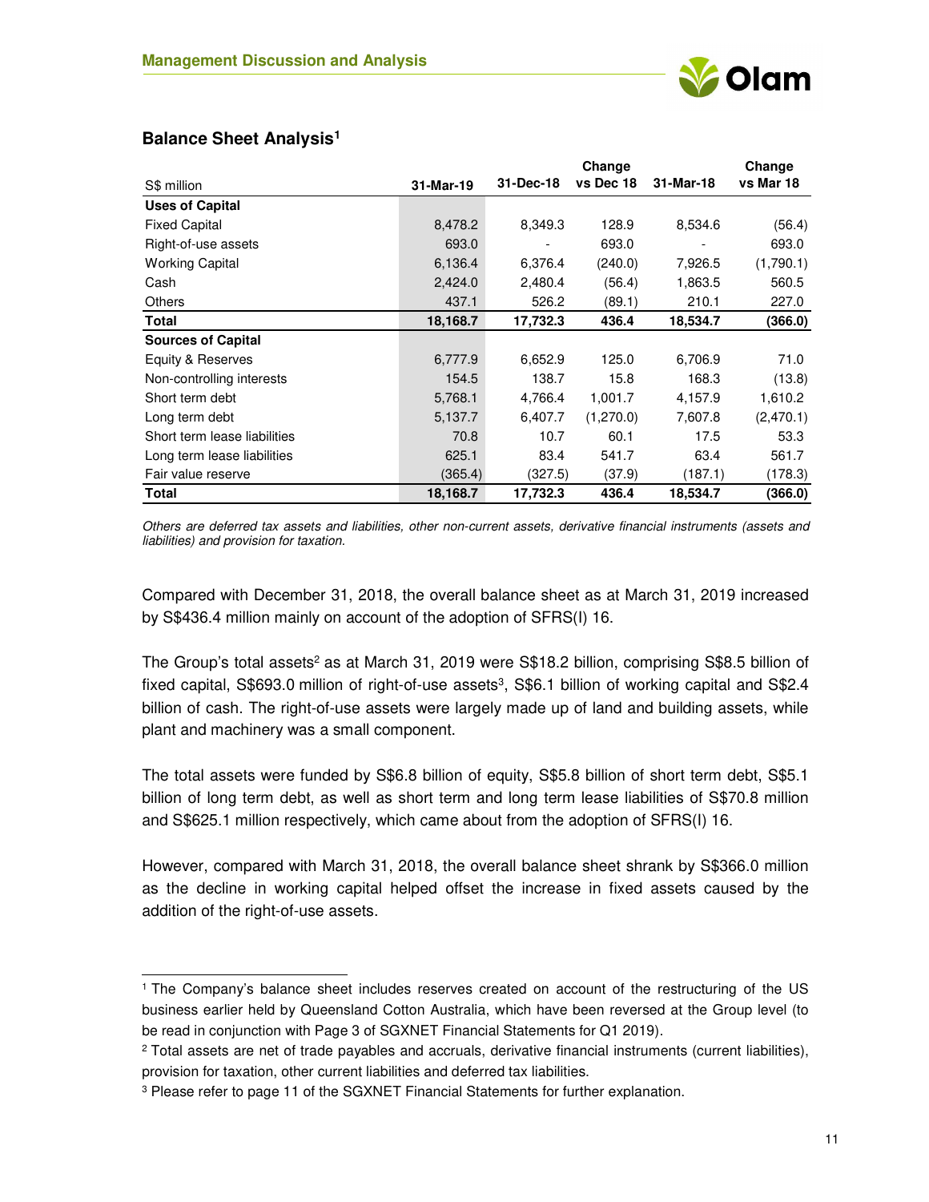## Balance Sheet Analysis[1]

| S$ million | 31-Mar-19 | 31-Dec-18 | Change vs Dec 18 | 31-Mar-18 | Change vs Mar 18 |
|---|---|---|---|---|---|
| **Uses of Capital** | | | | | |
| Fixed Capital | 8,478.2 | 8,349.3 | 128.9 | 8,534.6 | (56.4) |
| Right-of-use assets | 693.0 | - | 693.0 | - | 693.0 |
| Working Capital | 6,136.4 | 6,376.4 | (240.0) | 7,926.5 | (1,790.1) |
| Cash | 2,424.0 | 2,480.4 | (56.4) | 1,863.5 | 560.5 |
| Others | 437.1 | 526.2 | (89.1) | 210.1 | 227.0 |
| **Total** | **18,168.7** | **17,732.3** | **436.4** | **18,534.7** | **(366.0)** |
| **Sources of Capital** | | | | | |
| Equity & Reserves | 6,777.9 | 6,652.9 | 125.0 | 6,706.9 | 71.0 |
| Non-controlling interests | 154.5 | 138.7 | 15.8 | 168.3 | (13.8) |
| Short term debt | 5,768.1 | 4,766.4 | 1,001.7 | 4,157.9 | 1,610.2 |
| Long term debt | 5,137.7 | 6,407.7 | (1,270.0) | 7,607.8 | (2,470.1) |
| Short term lease liabilities | 70.8 | 10.7 | 60.1 | 17.5 | 53.3 |
| Long term lease liabilities | 625.1 | 83.4 | 541.7 | 63.4 | 561.7 |
| Fair value reserve | (365.4) | (327.5) | (37.9) | (187.1) | (178.3) |
| **Total** | **18,168.7** | **17,732.3** | **436.4** | **18,534.7** | **(366.0)** |

*Others are deferred tax assets and liabilities, other non-current assets, derivative financial instruments (assets and liabilities) and provision for taxation.*

Compared with December 31, 2018, the overall balance sheet as at March 31, 2019 increased by S$436.4 million mainly on account of the adoption of SFRS(I) 16.

The Group's total assets[2] as at March 31, 2019 were S$18.2 billion, comprising S$8.5 billion of fixed capital, S$693.0 million of right-of-use assets[3], S$6.1 billion of working capital and S$2.4 billion of cash. The right-of-use assets were largely made up of land and building assets, while plant and machinery was a small component.

The total assets were funded by S$6.8 billion of equity, S$5.8 billion of short term debt, S$5.1 billion of long term debt, as well as short term and long term lease liabilities of S$70.8 million and S$625.1 million respectively, which came about from the adoption of SFRS(I) 16.

However, compared with March 31, 2018, the overall balance sheet shrank by S$366.0 million as the decline in working capital helped offset the increase in fixed assets caused by the addition of the right-of-use assets.

---

[1] The Company's balance sheet includes reserves created on account of the restructuring of the US business earlier held by Queensland Cotton Australia, which have been reversed at the Group level (to be read in conjunction with Page 3 of SGXNET Financial Statements for Q1 2019).

[2] Total assets are net of trade payables and accruals, derivative financial instruments (current liabilities), provision for taxation, other current liabilities and deferred tax liabilities.

[3] Please refer to page 11 of the SGXNET Financial Statements for further explanation.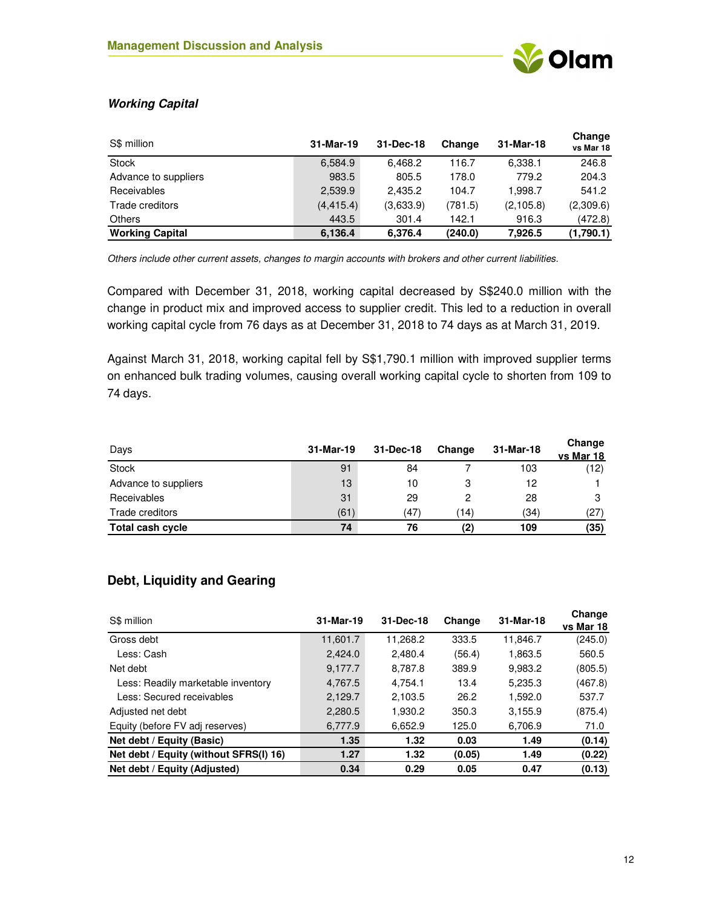### *Working Capital*

| S$ million | 31-Mar-19 | 31-Dec-18 | Change | 31-Mar-18 | Change vs Mar 18 |
|---|---|---|---|---|---|
| Stock | 6,584.9 | 6,468.2 | 116.7 | 6,338.1 | 246.8 |
| Advance to suppliers | 983.5 | 805.5 | 178.0 | 779.2 | 204.3 |
| Receivables | 2,539.9 | 2,435.2 | 104.7 | 1,998.7 | 541.2 |
| Trade creditors | (4,415.4) | (3,633.9) | (781.5) | (2,105.8) | (2,309.6) |
| Others | 443.5 | 301.4 | 142.1 | 916.3 | (472.8) |
| **Working Capital** | **6,136.4** | **6,376.4** | **(240.0)** | **7,926.5** | **(1,790.1)** |

*Others include other current assets, changes to margin accounts with brokers and other current liabilities.*

Compared with December 31, 2018, working capital decreased by S$240.0 million with the change in product mix and improved access to supplier credit. This led to a reduction in overall working capital cycle from 76 days as at December 31, 2018 to 74 days as at March 31, 2019.

Against March 31, 2018, working capital fell by S$1,790.1 million with improved supplier terms on enhanced bulk trading volumes, causing overall working capital cycle to shorten from 109 to 74 days.

| Days | 31-Mar-19 | 31-Dec-18 | Change | 31-Mar-18 | Change vs Mar 18 |
|---|---|---|---|---|---|
| Stock | 91 | 84 | 7 | 103 | (12) |
| Advance to suppliers | 13 | 10 | 3 | 12 | 1 |
| Receivables | 31 | 29 | 2 | 28 | 3 |
| Trade creditors | (61) | (47) | (14) | (34) | (27) |
| **Total cash cycle** | **74** | **76** | **(2)** | **109** | **(35)** |

## Debt, Liquidity and Gearing

| S$ million | 31-Mar-19 | 31-Dec-18 | Change | 31-Mar-18 | Change vs Mar 18 |
|---|---|---|---|---|---|
| Gross debt | 11,601.7 | 11,268.2 | 333.5 | 11,846.7 | (245.0) |
| Less: Cash | 2,424.0 | 2,480.4 | (56.4) | 1,863.5 | 560.5 |
| Net debt | 9,177.7 | 8,787.8 | 389.9 | 9,983.2 | (805.5) |
| Less: Readily marketable inventory | 4,767.5 | 4,754.1 | 13.4 | 5,235.3 | (467.8) |
| Less: Secured receivables | 2,129.7 | 2,103.5 | 26.2 | 1,592.0 | 537.7 |
| Adjusted net debt | 2,280.5 | 1,930.2 | 350.3 | 3,155.9 | (875.4) |
| Equity (before FV adj reserves) | 6,777.9 | 6,652.9 | 125.0 | 6,706.9 | 71.0 |
| **Net debt / Equity (Basic)** | **1.35** | **1.32** | **0.03** | **1.49** | **(0.14)** |
| **Net debt / Equity (without SFRS(I) 16)** | **1.27** | **1.32** | **(0.05)** | **1.49** | **(0.22)** |
| **Net debt / Equity (Adjusted)** | **0.34** | **0.29** | **0.05** | **0.47** | **(0.13)** |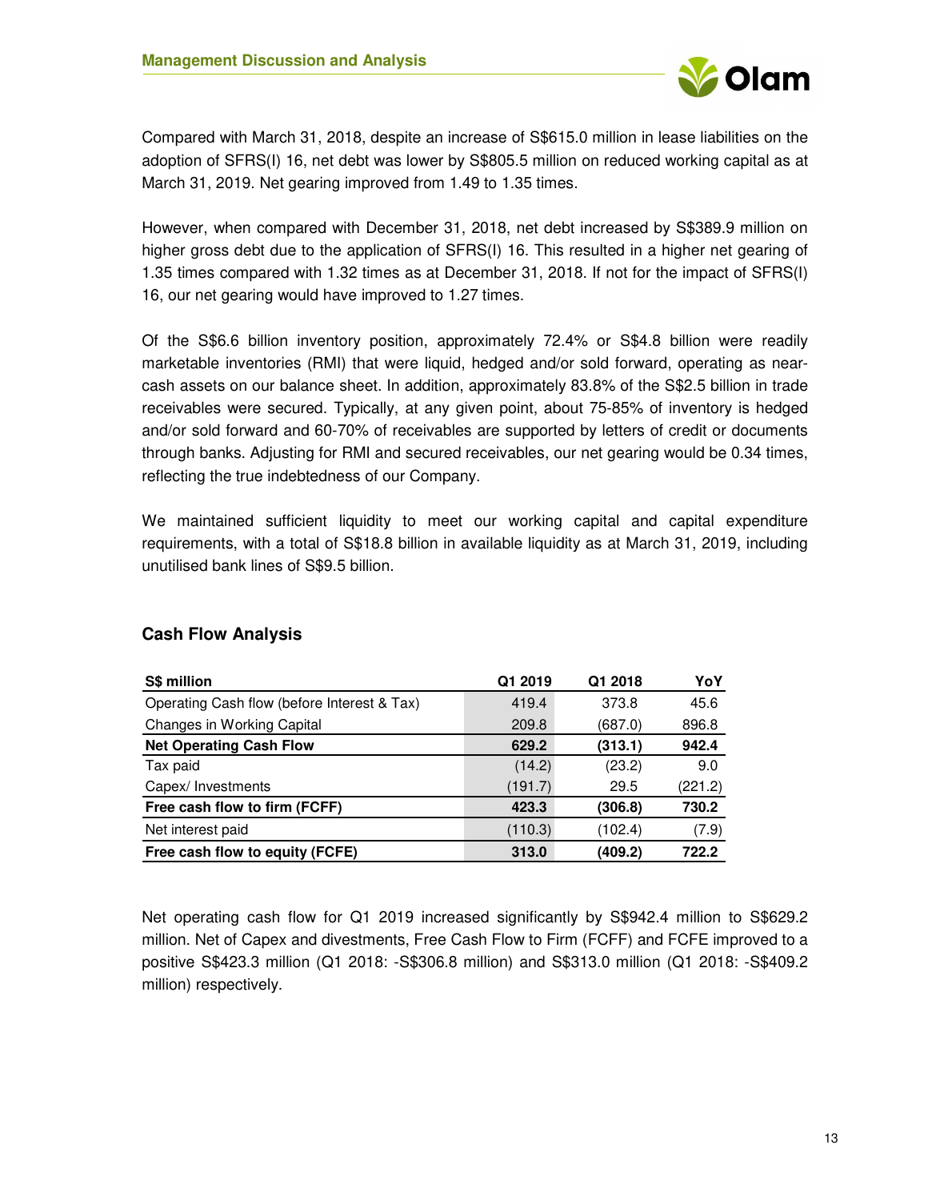Compared with March 31, 2018, despite an increase of S$615.0 million in lease liabilities on the adoption of SFRS(I) 16, net debt was lower by S$805.5 million on reduced working capital as at March 31, 2019. Net gearing improved from 1.49 to 1.35 times.

However, when compared with December 31, 2018, net debt increased by S$389.9 million on higher gross debt due to the application of SFRS(I) 16. This resulted in a higher net gearing of 1.35 times compared with 1.32 times as at December 31, 2018. If not for the impact of SFRS(I) 16, our net gearing would have improved to 1.27 times.

Of the S$6.6 billion inventory position, approximately 72.4% or S$4.8 billion were readily marketable inventories (RMI) that were liquid, hedged and/or sold forward, operating as near-cash assets on our balance sheet. In addition, approximately 83.8% of the S$2.5 billion in trade receivables were secured. Typically, at any given point, about 75-85% of inventory is hedged and/or sold forward and 60-70% of receivables are supported by letters of credit or documents through banks. Adjusting for RMI and secured receivables, our net gearing would be 0.34 times, reflecting the true indebtedness of our Company.

We maintained sufficient liquidity to meet our working capital and capital expenditure requirements, with a total of S$18.8 billion in available liquidity as at March 31, 2019, including unutilised bank lines of S$9.5 billion.

## Cash Flow Analysis

| S$ million | Q1 2019 | Q1 2018 | YoY |
|---|---|---|---|
| Operating Cash flow (before Interest & Tax) | 419.4 | 373.8 | 45.6 |
| Changes in Working Capital | 209.8 | (687.0) | 896.8 |
| **Net Operating Cash Flow** | **629.2** | **(313.1)** | **942.4** |
| Tax paid | (14.2) | (23.2) | 9.0 |
| Capex/ Investments | (191.7) | 29.5 | (221.2) |
| **Free cash flow to firm (FCFF)** | **423.3** | **(306.8)** | **730.2** |
| Net interest paid | (110.3) | (102.4) | (7.9) |
| **Free cash flow to equity (FCFE)** | **313.0** | **(409.2)** | **722.2** |

Net operating cash flow for Q1 2019 increased significantly by S$942.4 million to S$629.2 million. Net of Capex and divestments, Free Cash Flow to Firm (FCFF) and FCFE improved to a positive S$423.3 million (Q1 2018: -S$306.8 million) and S$313.0 million (Q1 2018: -S$409.2 million) respectively.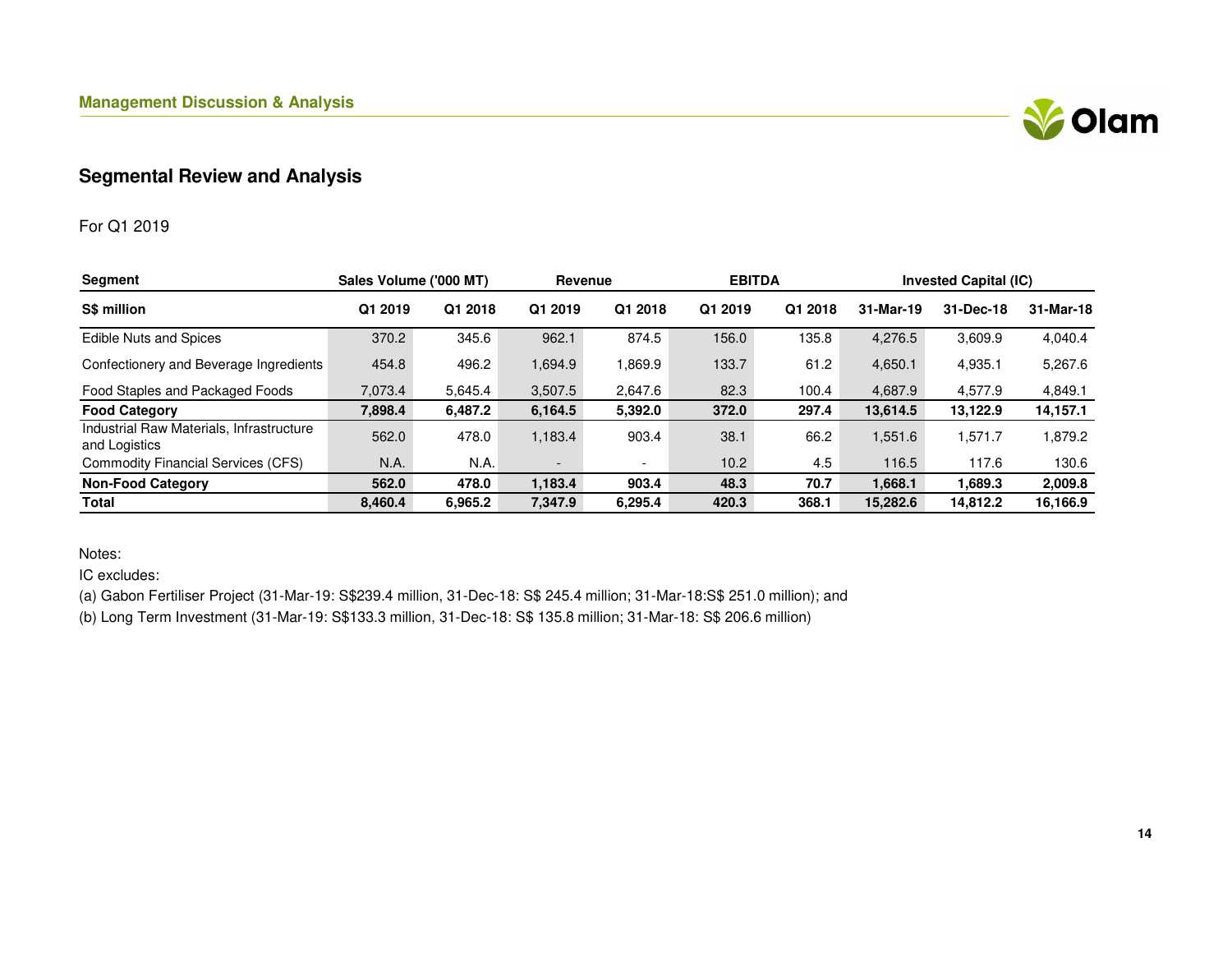## Segmental Review and Analysis

For Q1 2019

| Segment | Sales Volume ('000 MT) | | Revenue | | EBITDA | | Invested Capital (IC) | | |
|---|---|---|---|---|---|---|---|---|---|
| **S$ million** | **Q1 2019** | **Q1 2018** | **Q1 2019** | **Q1 2018** | **Q1 2019** | **Q1 2018** | **31-Mar-19** | **31-Dec-18** | **31-Mar-18** |
| Edible Nuts and Spices | 370.2 | 345.6 | 962.1 | 874.5 | 156.0 | 135.8 | 4,276.5 | 3,609.9 | 4,040.4 |
| Confectionery and Beverage Ingredients | 454.8 | 496.2 | 1,694.9 | 1,869.9 | 133.7 | 61.2 | 4,650.1 | 4,935.1 | 5,267.6 |
| Food Staples and Packaged Foods | 7,073.4 | 5,645.4 | 3,507.5 | 2,647.6 | 82.3 | 100.4 | 4,687.9 | 4,577.9 | 4,849.1 |
| **Food Category** | **7,898.4** | **6,487.2** | **6,164.5** | **5,392.0** | **372.0** | **297.4** | **13,614.5** | **13,122.9** | **14,157.1** |
| Industrial Raw Materials, Infrastructure and Logistics | 562.0 | 478.0 | 1,183.4 | 903.4 | 38.1 | 66.2 | 1,551.6 | 1,571.7 | 1,879.2 |
| Commodity Financial Services (CFS) | N.A. | N.A. | - | - | 10.2 | 4.5 | 116.5 | 117.6 | 130.6 |
| **Non-Food Category** | **562.0** | **478.0** | **1,183.4** | **903.4** | **48.3** | **70.7** | **1,668.1** | **1,689.3** | **2,009.8** |
| **Total** | **8,460.4** | **6,965.2** | **7,347.9** | **6,295.4** | **420.3** | **368.1** | **15,282.6** | **14,812.2** | **16,166.9** |

Notes:

IC excludes:

(a) Gabon Fertiliser Project (31-Mar-19: S$239.4 million, 31-Dec-18: S$ 245.4 million; 31-Mar-18:S$ 251.0 million); and

(b) Long Term Investment (31-Mar-19: S$133.3 million, 31-Dec-18: S$ 135.8 million; 31-Mar-18: S$ 206.6 million)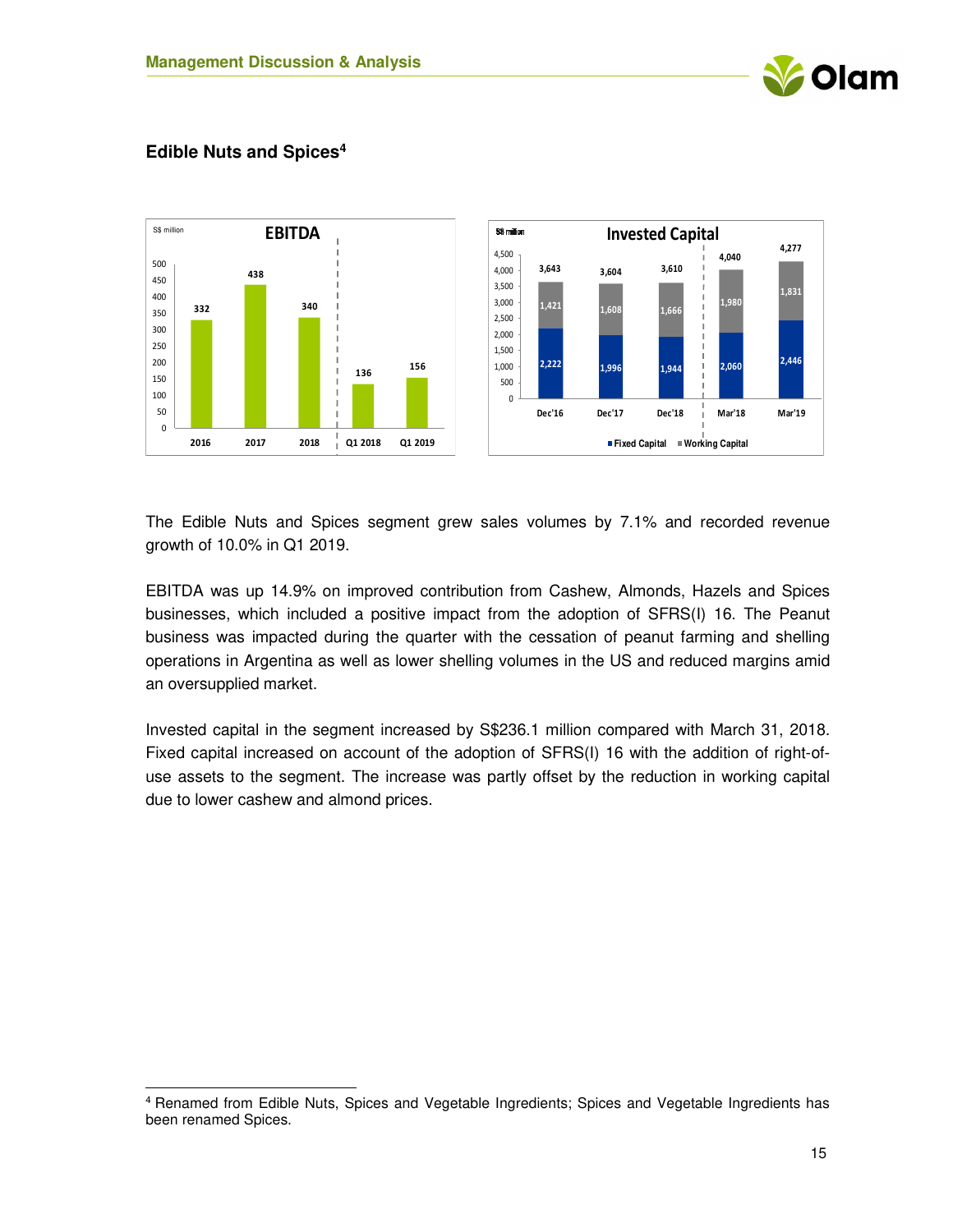## Edible Nuts and Spices[4]

**EBITDA** (S$ million)

| | 2016 | 2017 | 2018 | Q1 2018 | Q1 2019 |
|---|---|---|---|---|---|
| EBITDA | 332 | 438 | 340 | 136 | 156 |

**Invested Capital** (S$ million)

| | Dec'16 | Dec'17 | Dec'18 | Mar'18 | Mar'19 |
|---|---|---|---|---|---|
| Fixed Capital | 2,222 | 1,996 | 1,944 | 2,060 | 2,446 |
| Working Capital | 1,421 | 1,608 | 1,666 | 1,980 | 1,831 |
| Total | 3,643 | 3,604 | 3,610 | 4,040 | 4,277 |

The Edible Nuts and Spices segment grew sales volumes by 7.1% and recorded revenue growth of 10.0% in Q1 2019.

EBITDA was up 14.9% on improved contribution from Cashew, Almonds, Hazels and Spices businesses, which included a positive impact from the adoption of SFRS(I) 16. The Peanut business was impacted during the quarter with the cessation of peanut farming and shelling operations in Argentina as well as lower shelling volumes in the US and reduced margins amid an oversupplied market.

Invested capital in the segment increased by S$236.1 million compared with March 31, 2018. Fixed capital increased on account of the adoption of SFRS(I) 16 with the addition of right-of-use assets to the segment. The increase was partly offset by the reduction in working capital due to lower cashew and almond prices.

---

[4] Renamed from Edible Nuts, Spices and Vegetable Ingredients; Spices and Vegetable Ingredients has been renamed Spices.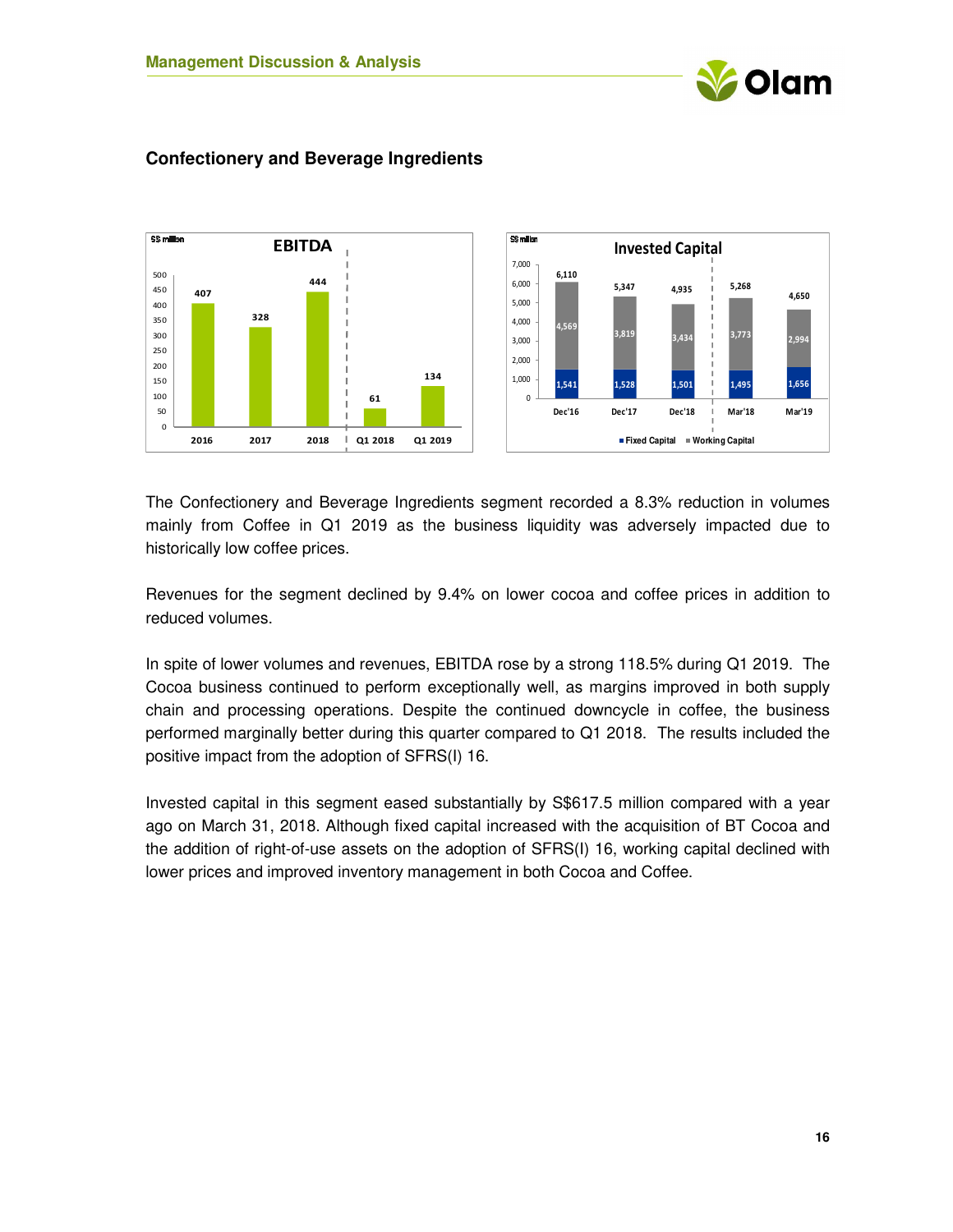## Confectionery and Beverage Ingredients

**EBITDA** (S$ million)

| 2016 | 2017 | 2018 | Q1 2018 | Q1 2019 |
|---|---|---|---|---|
| 407 | 328 | 444 | 61 | 134 |

**Invested Capital** (S$ million)

| | Dec'16 | Dec'17 | Dec'18 | Mar'18 | Mar'19 |
|---|---|---|---|---|---|
| Fixed Capital | 1,541 | 1,528 | 1,501 | 1,495 | 1,656 |
| Working Capital | 4,569 | 3,819 | 3,434 | 3,773 | 2,994 |
| Total | 6,110 | 5,347 | 4,935 | 5,268 | 4,650 |

The Confectionery and Beverage Ingredients segment recorded a 8.3% reduction in volumes mainly from Coffee in Q1 2019 as the business liquidity was adversely impacted due to historically low coffee prices.

Revenues for the segment declined by 9.4% on lower cocoa and coffee prices in addition to reduced volumes.

In spite of lower volumes and revenues, EBITDA rose by a strong 118.5% during Q1 2019. The Cocoa business continued to perform exceptionally well, as margins improved in both supply chain and processing operations. Despite the continued downcycle in coffee, the business performed marginally better during this quarter compared to Q1 2018. The results included the positive impact from the adoption of SFRS(I) 16.

Invested capital in this segment eased substantially by S$617.5 million compared with a year ago on March 31, 2018. Although fixed capital increased with the acquisition of BT Cocoa and the addition of right-of-use assets on the adoption of SFRS(I) 16, working capital declined with lower prices and improved inventory management in both Cocoa and Coffee.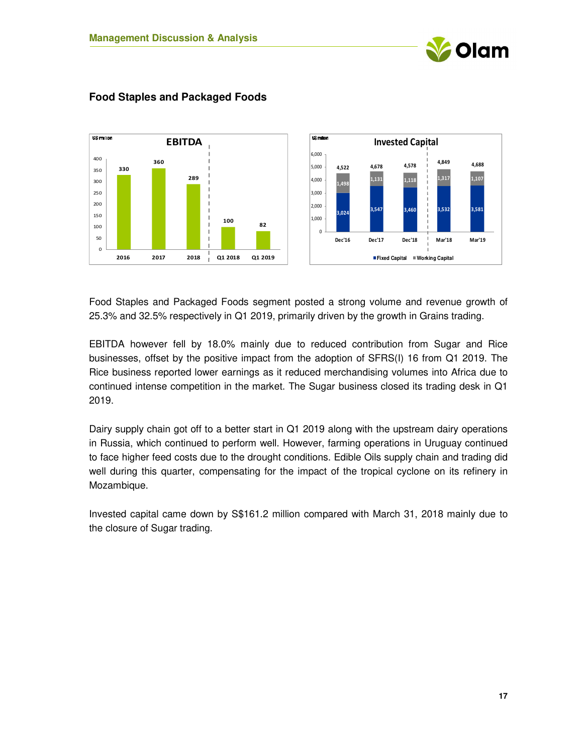## Food Staples and Packaged Foods

**EBITDA** (S$ million)

| | 2016 | 2017 | 2018 | Q1 2018 | Q1 2019 |
|---|---|---|---|---|---|
| EBITDA | 330 | 360 | 289 | 100 | 82 |

**Invested Capital** (S$ million)

| | Dec'16 | Dec'17 | Dec'18 | Mar'18 | Mar'19 |
|---|---|---|---|---|---|
| Fixed Capital | 3,024 | 3,547 | 3,460 | 3,532 | 3,581 |
| Working Capital | 1,498 | 1,131 | 1,118 | 1,317 | 1,107 |
| Total | 4,522 | 4,678 | 4,578 | 4,849 | 4,688 |

Food Staples and Packaged Foods segment posted a strong volume and revenue growth of 25.3% and 32.5% respectively in Q1 2019, primarily driven by the growth in Grains trading.

EBITDA however fell by 18.0% mainly due to reduced contribution from Sugar and Rice businesses, offset by the positive impact from the adoption of SFRS(I) 16 from Q1 2019. The Rice business reported lower earnings as it reduced merchandising volumes into Africa due to continued intense competition in the market. The Sugar business closed its trading desk in Q1 2019.

Dairy supply chain got off to a better start in Q1 2019 along with the upstream dairy operations in Russia, which continued to perform well. However, farming operations in Uruguay continued to face higher feed costs due to the drought conditions. Edible Oils supply chain and trading did well during this quarter, compensating for the impact of the tropical cyclone on its refinery in Mozambique.

Invested capital came down by S$161.2 million compared with March 31, 2018 mainly due to the closure of Sugar trading.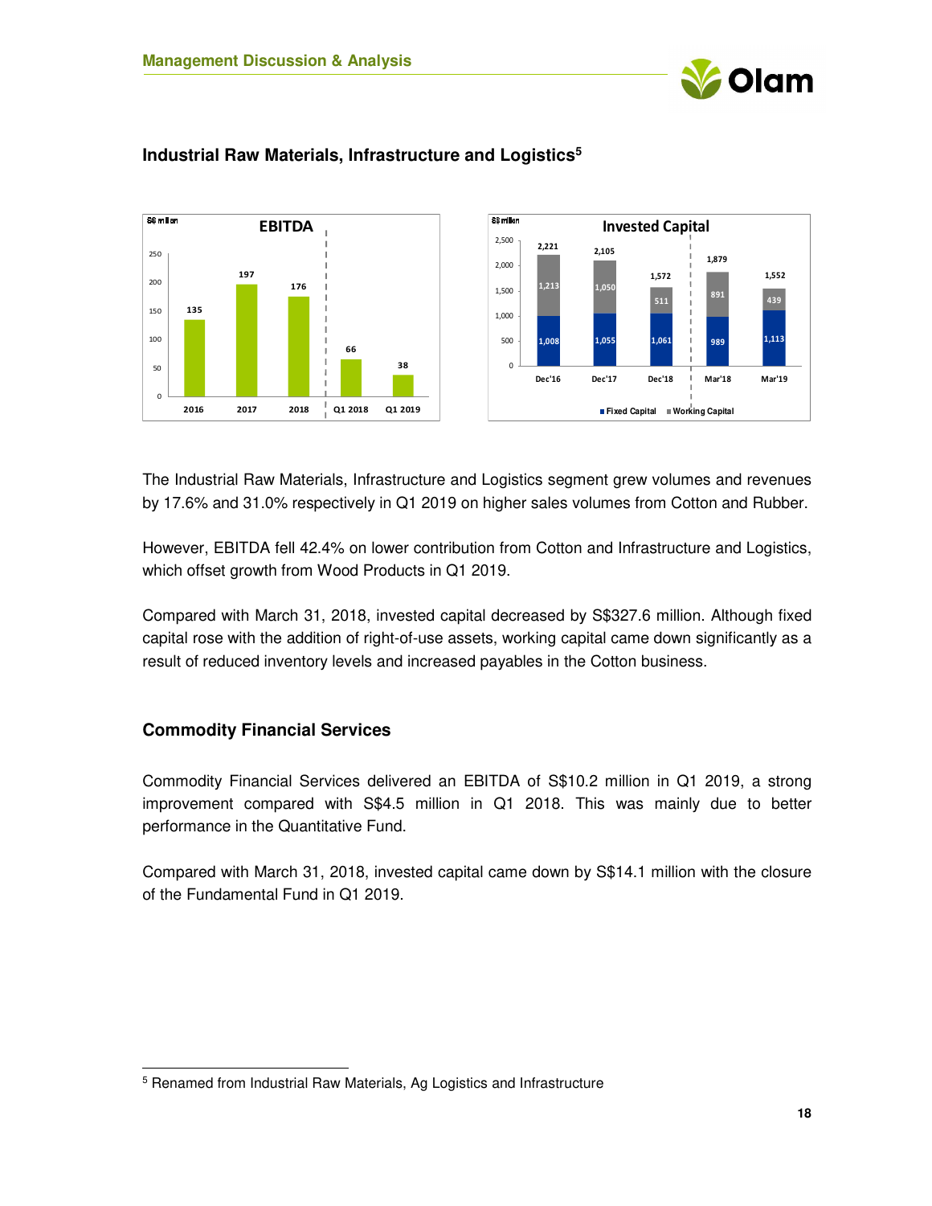## Industrial Raw Materials, Infrastructure and Logistics[5]

**EBITDA** (S$ million)

| 2016 | 2017 | 2018 | Q1 2018 | Q1 2019 |
|---|---|---|---|---|
| 135 | 197 | 176 | 66 | 38 |

**Invested Capital** (S$ million)

| | Dec'16 | Dec'17 | Dec'18 | Mar'18 | Mar'19 |
|---|---|---|---|---|---|
| Fixed Capital | 1,008 | 1,055 | 1,061 | 989 | 1,113 |
| Working Capital | 1,213 | 1,050 | 511 | 891 | 439 |
| Total | 2,221 | 2,105 | 1,572 | 1,879 | 1,552 |

The Industrial Raw Materials, Infrastructure and Logistics segment grew volumes and revenues by 17.6% and 31.0% respectively in Q1 2019 on higher sales volumes from Cotton and Rubber.

However, EBITDA fell 42.4% on lower contribution from Cotton and Infrastructure and Logistics, which offset growth from Wood Products in Q1 2019.

Compared with March 31, 2018, invested capital decreased by S$327.6 million. Although fixed capital rose with the addition of right-of-use assets, working capital came down significantly as a result of reduced inventory levels and increased payables in the Cotton business.

## Commodity Financial Services

Commodity Financial Services delivered an EBITDA of S$10.2 million in Q1 2019, a strong improvement compared with S$4.5 million in Q1 2018. This was mainly due to better performance in the Quantitative Fund.

Compared with March 31, 2018, invested capital came down by S$14.1 million with the closure of the Fundamental Fund in Q1 2019.

---

[5] Renamed from Industrial Raw Materials, Ag Logistics and Infrastructure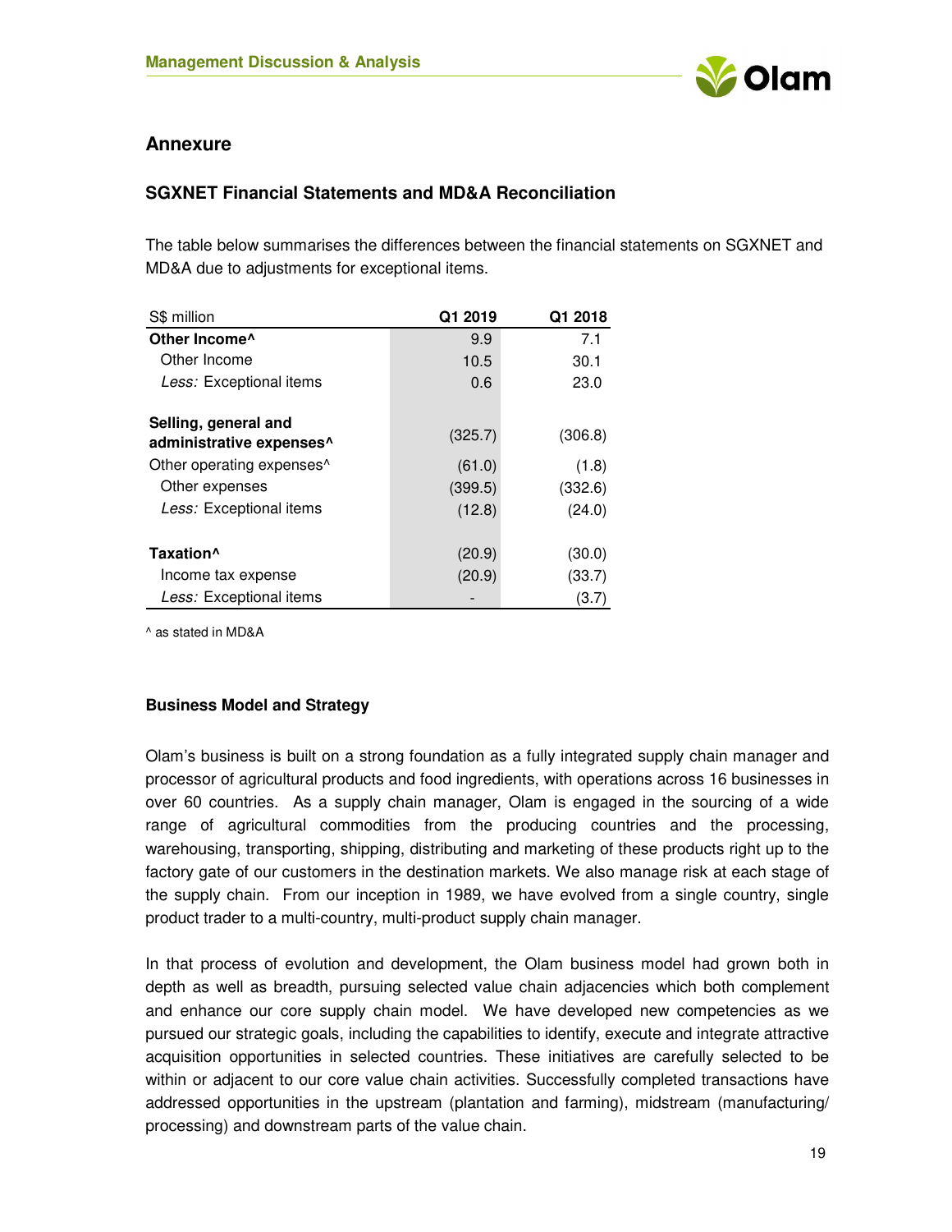## Annexure

### SGXNET Financial Statements and MD&A Reconciliation

The table below summarises the differences between the financial statements on SGXNET and MD&A due to adjustments for exceptional items.

| S$ million | Q1 2019 | Q1 2018 |
|---|---|---|
| **Other Income^** | 9.9 | 7.1 |
| Other Income | 10.5 | 30.1 |
| *Less:* Exceptional items | 0.6 | 23.0 |
| | | |
| **Selling, general and administrative expenses^** | (325.7) | (306.8) |
| Other operating expenses^ | (61.0) | (1.8) |
| Other expenses | (399.5) | (332.6) |
| *Less:* Exceptional items | (12.8) | (24.0) |
| | | |
| **Taxation^** | (20.9) | (30.0) |
| Income tax expense | (20.9) | (33.7) |
| *Less:* Exceptional items | - | (3.7) |

^ as stated in MD&A

#### Business Model and Strategy

Olam's business is built on a strong foundation as a fully integrated supply chain manager and processor of agricultural products and food ingredients, with operations across 16 businesses in over 60 countries. As a supply chain manager, Olam is engaged in the sourcing of a wide range of agricultural commodities from the producing countries and the processing, warehousing, transporting, shipping, distributing and marketing of these products right up to the factory gate of our customers in the destination markets. We also manage risk at each stage of the supply chain. From our inception in 1989, we have evolved from a single country, single product trader to a multi-country, multi-product supply chain manager.

In that process of evolution and development, the Olam business model had grown both in depth as well as breadth, pursuing selected value chain adjacencies which both complement and enhance our core supply chain model. We have developed new competencies as we pursued our strategic goals, including the capabilities to identify, execute and integrate attractive acquisition opportunities in selected countries. These initiatives are carefully selected to be within or adjacent to our core value chain activities. Successfully completed transactions have addressed opportunities in the upstream (plantation and farming), midstream (manufacturing/ processing) and downstream parts of the value chain.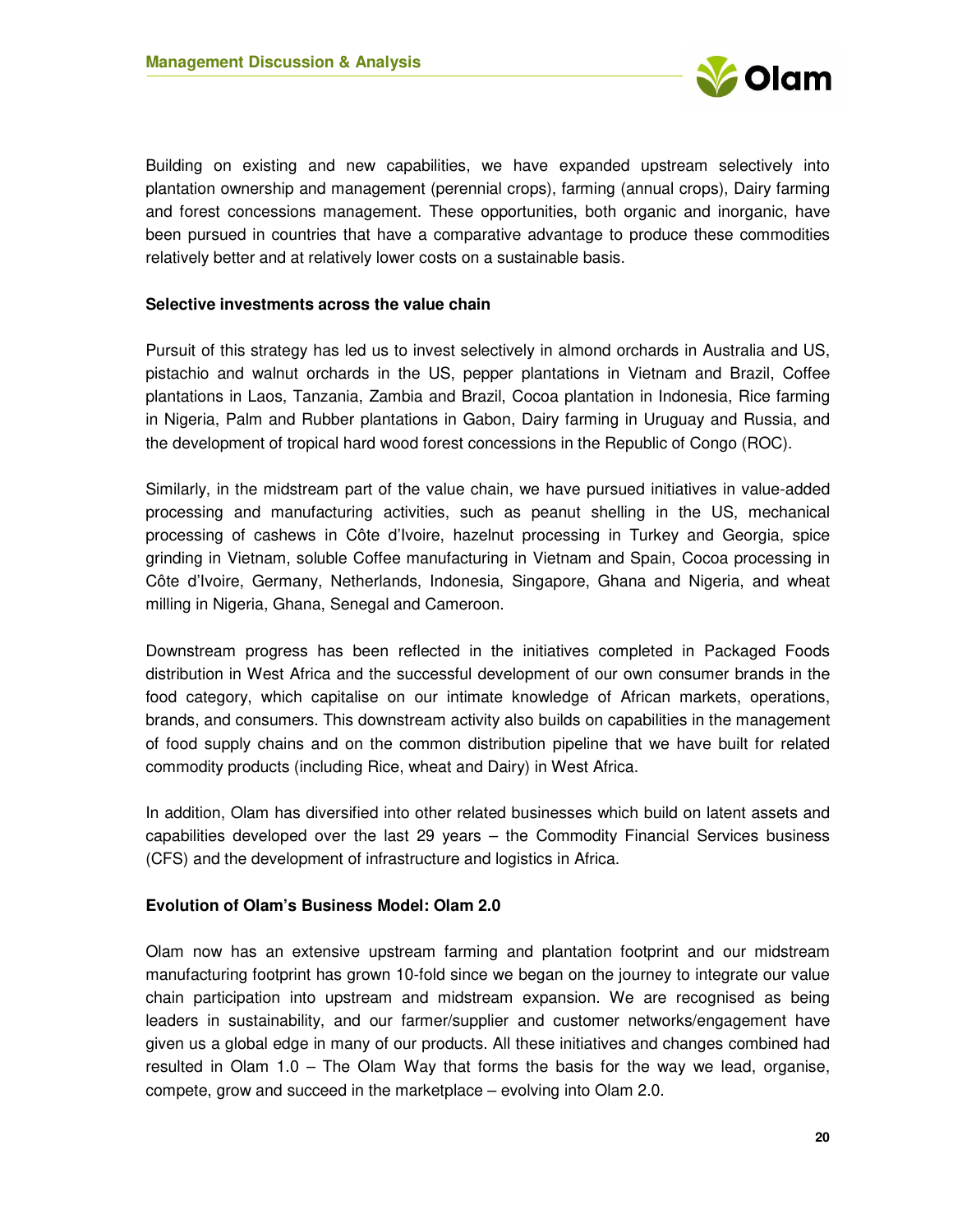Building on existing and new capabilities, we have expanded upstream selectively into plantation ownership and management (perennial crops), farming (annual crops), Dairy farming and forest concessions management. These opportunities, both organic and inorganic, have been pursued in countries that have a comparative advantage to produce these commodities relatively better and at relatively lower costs on a sustainable basis.

**Selective investments across the value chain**

Pursuit of this strategy has led us to invest selectively in almond orchards in Australia and US, pistachio and walnut orchards in the US, pepper plantations in Vietnam and Brazil, Coffee plantations in Laos, Tanzania, Zambia and Brazil, Cocoa plantation in Indonesia, Rice farming in Nigeria, Palm and Rubber plantations in Gabon, Dairy farming in Uruguay and Russia, and the development of tropical hard wood forest concessions in the Republic of Congo (ROC).

Similarly, in the midstream part of the value chain, we have pursued initiatives in value-added processing and manufacturing activities, such as peanut shelling in the US, mechanical processing of cashews in Côte d'Ivoire, hazelnut processing in Turkey and Georgia, spice grinding in Vietnam, soluble Coffee manufacturing in Vietnam and Spain, Cocoa processing in Côte d'Ivoire, Germany, Netherlands, Indonesia, Singapore, Ghana and Nigeria, and wheat milling in Nigeria, Ghana, Senegal and Cameroon.

Downstream progress has been reflected in the initiatives completed in Packaged Foods distribution in West Africa and the successful development of our own consumer brands in the food category, which capitalise on our intimate knowledge of African markets, operations, brands, and consumers. This downstream activity also builds on capabilities in the management of food supply chains and on the common distribution pipeline that we have built for related commodity products (including Rice, wheat and Dairy) in West Africa.

In addition, Olam has diversified into other related businesses which build on latent assets and capabilities developed over the last 29 years – the Commodity Financial Services business (CFS) and the development of infrastructure and logistics in Africa.

**Evolution of Olam's Business Model: Olam 2.0**

Olam now has an extensive upstream farming and plantation footprint and our midstream manufacturing footprint has grown 10-fold since we began on the journey to integrate our value chain participation into upstream and midstream expansion. We are recognised as being leaders in sustainability, and our farmer/supplier and customer networks/engagement have given us a global edge in many of our products. All these initiatives and changes combined had resulted in Olam 1.0 – The Olam Way that forms the basis for the way we lead, organise, compete, grow and succeed in the marketplace – evolving into Olam 2.0.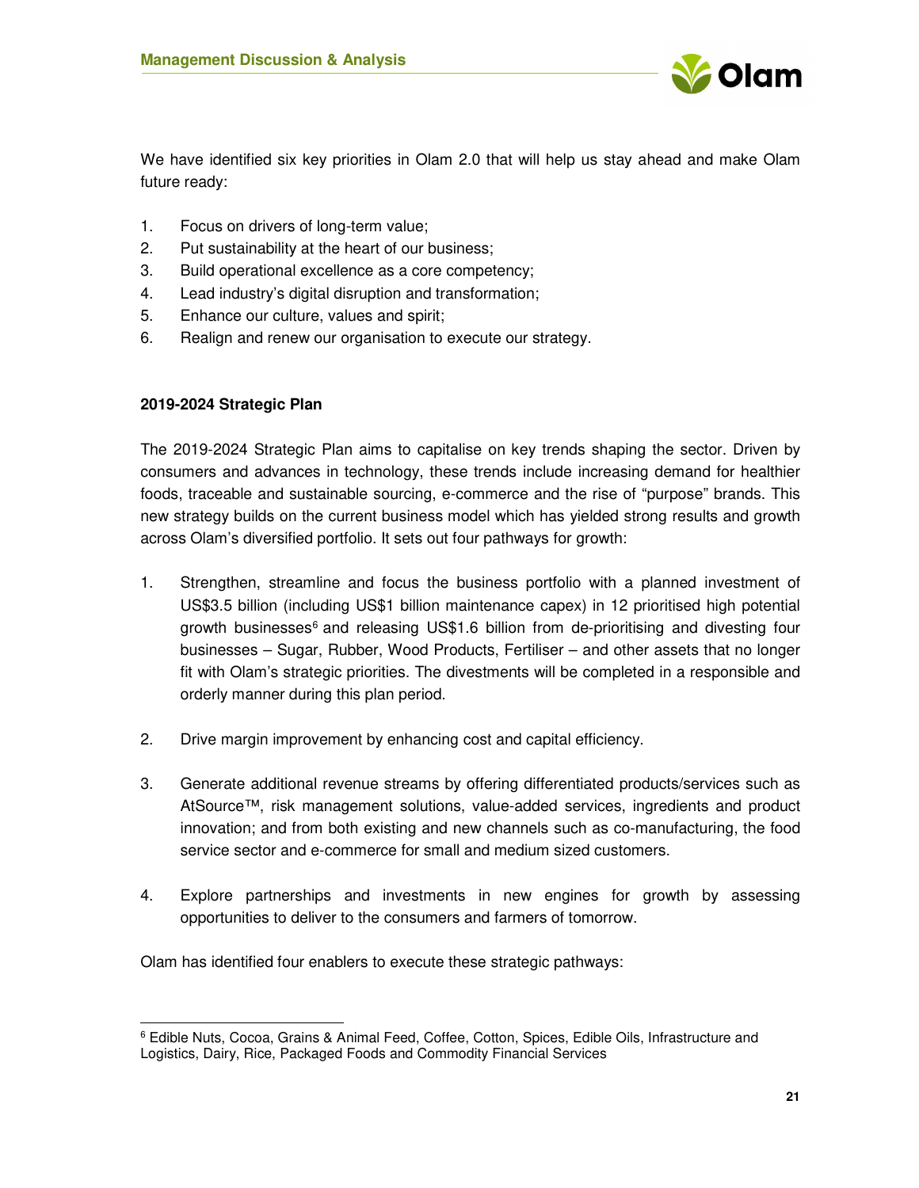We have identified six key priorities in Olam 2.0 that will help us stay ahead and make Olam future ready:

1. Focus on drivers of long-term value;
2. Put sustainability at the heart of our business;
3. Build operational excellence as a core competency;
4. Lead industry's digital disruption and transformation;
5. Enhance our culture, values and spirit;
6. Realign and renew our organisation to execute our strategy.

**2019-2024 Strategic Plan**

The 2019-2024 Strategic Plan aims to capitalise on key trends shaping the sector. Driven by consumers and advances in technology, these trends include increasing demand for healthier foods, traceable and sustainable sourcing, e-commerce and the rise of "purpose" brands. This new strategy builds on the current business model which has yielded strong results and growth across Olam's diversified portfolio. It sets out four pathways for growth:

1. Strengthen, streamline and focus the business portfolio with a planned investment of US$3.5 billion (including US$1 billion maintenance capex) in 12 prioritised high potential growth businesses[6] and releasing US$1.6 billion from de-prioritising and divesting four businesses – Sugar, Rubber, Wood Products, Fertiliser – and other assets that no longer fit with Olam's strategic priorities. The divestments will be completed in a responsible and orderly manner during this plan period.

2. Drive margin improvement by enhancing cost and capital efficiency.

3. Generate additional revenue streams by offering differentiated products/services such as AtSource™, risk management solutions, value-added services, ingredients and product innovation; and from both existing and new channels such as co-manufacturing, the food service sector and e-commerce for small and medium sized customers.

4. Explore partnerships and investments in new engines for growth by assessing opportunities to deliver to the consumers and farmers of tomorrow.

Olam has identified four enablers to execute these strategic pathways:

[6] Edible Nuts, Cocoa, Grains & Animal Feed, Coffee, Cotton, Spices, Edible Oils, Infrastructure and Logistics, Dairy, Rice, Packaged Foods and Commodity Financial Services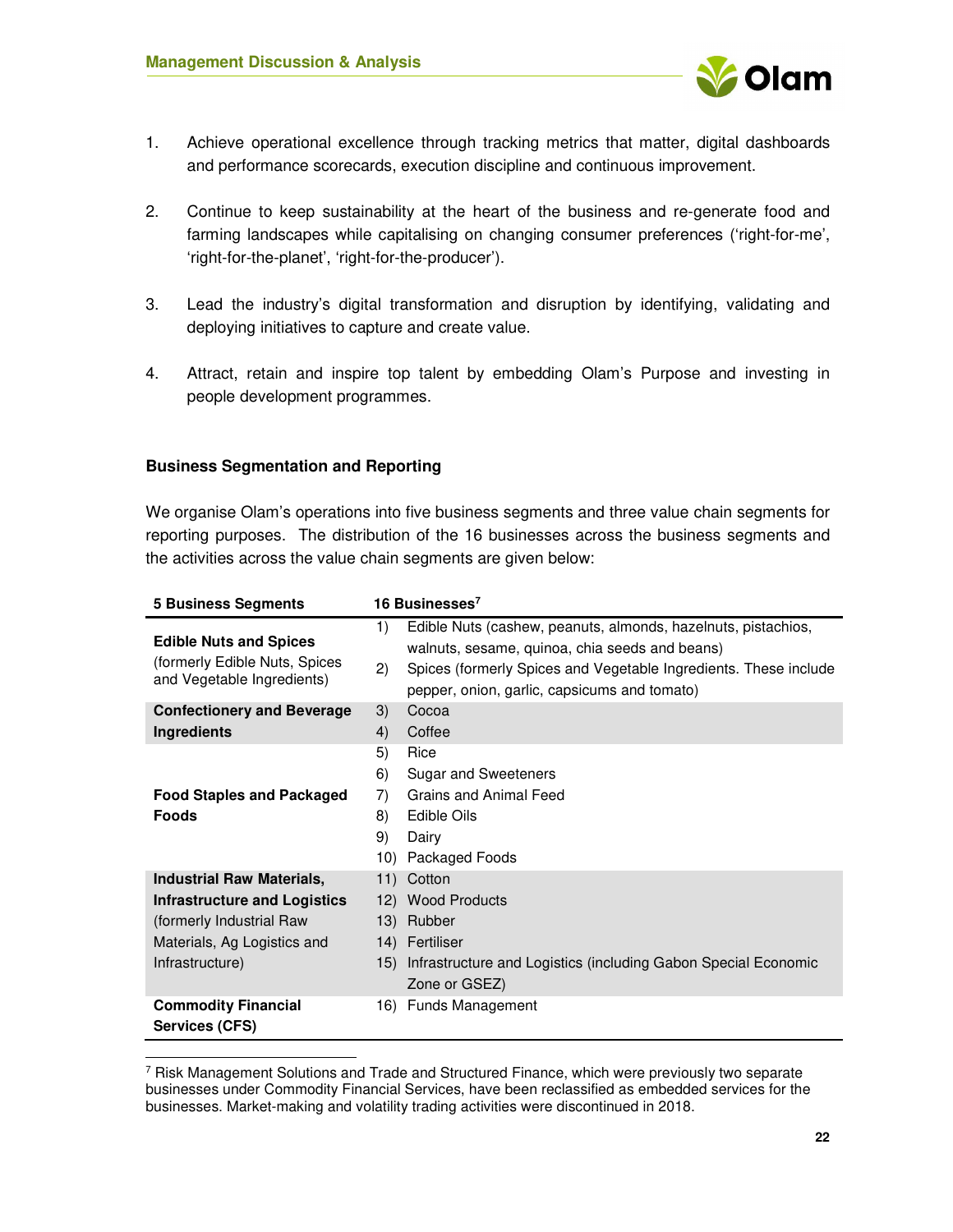1. Achieve operational excellence through tracking metrics that matter, digital dashboards and performance scorecards, execution discipline and continuous improvement.

2. Continue to keep sustainability at the heart of the business and re-generate food and farming landscapes while capitalising on changing consumer preferences ('right-for-me', 'right-for-the-planet', 'right-for-the-producer').

3. Lead the industry's digital transformation and disruption by identifying, validating and deploying initiatives to capture and create value.

4. Attract, retain and inspire top talent by embedding Olam's Purpose and investing in people development programmes.

**Business Segmentation and Reporting**

We organise Olam's operations into five business segments and three value chain segments for reporting purposes. The distribution of the 16 businesses across the business segments and the activities across the value chain segments are given below:

| 5 Business Segments | 16 Businesses[7] |
|---|---|
| **Edible Nuts and Spices** (formerly Edible Nuts, Spices and Vegetable Ingredients) | 1) Edible Nuts (cashew, peanuts, almonds, hazelnuts, pistachios, walnuts, sesame, quinoa, chia seeds and beans)<br>2) Spices (formerly Spices and Vegetable Ingredients. These include pepper, onion, garlic, capsicums and tomato) |
| **Confectionery and Beverage Ingredients** | 3) Cocoa<br>4) Coffee |
| **Food Staples and Packaged Foods** | 5) Rice<br>6) Sugar and Sweeteners<br>7) Grains and Animal Feed<br>8) Edible Oils<br>9) Dairy<br>10) Packaged Foods |
| **Industrial Raw Materials, Infrastructure and Logistics** (formerly Industrial Raw Materials, Ag Logistics and Infrastructure) | 11) Cotton<br>12) Wood Products<br>13) Rubber<br>14) Fertiliser<br>15) Infrastructure and Logistics (including Gabon Special Economic Zone or GSEZ) |
| **Commodity Financial Services (CFS)** | 16) Funds Management |

[7] Risk Management Solutions and Trade and Structured Finance, which were previously two separate businesses under Commodity Financial Services, have been reclassified as embedded services for the businesses. Market-making and volatility trading activities were discontinued in 2018.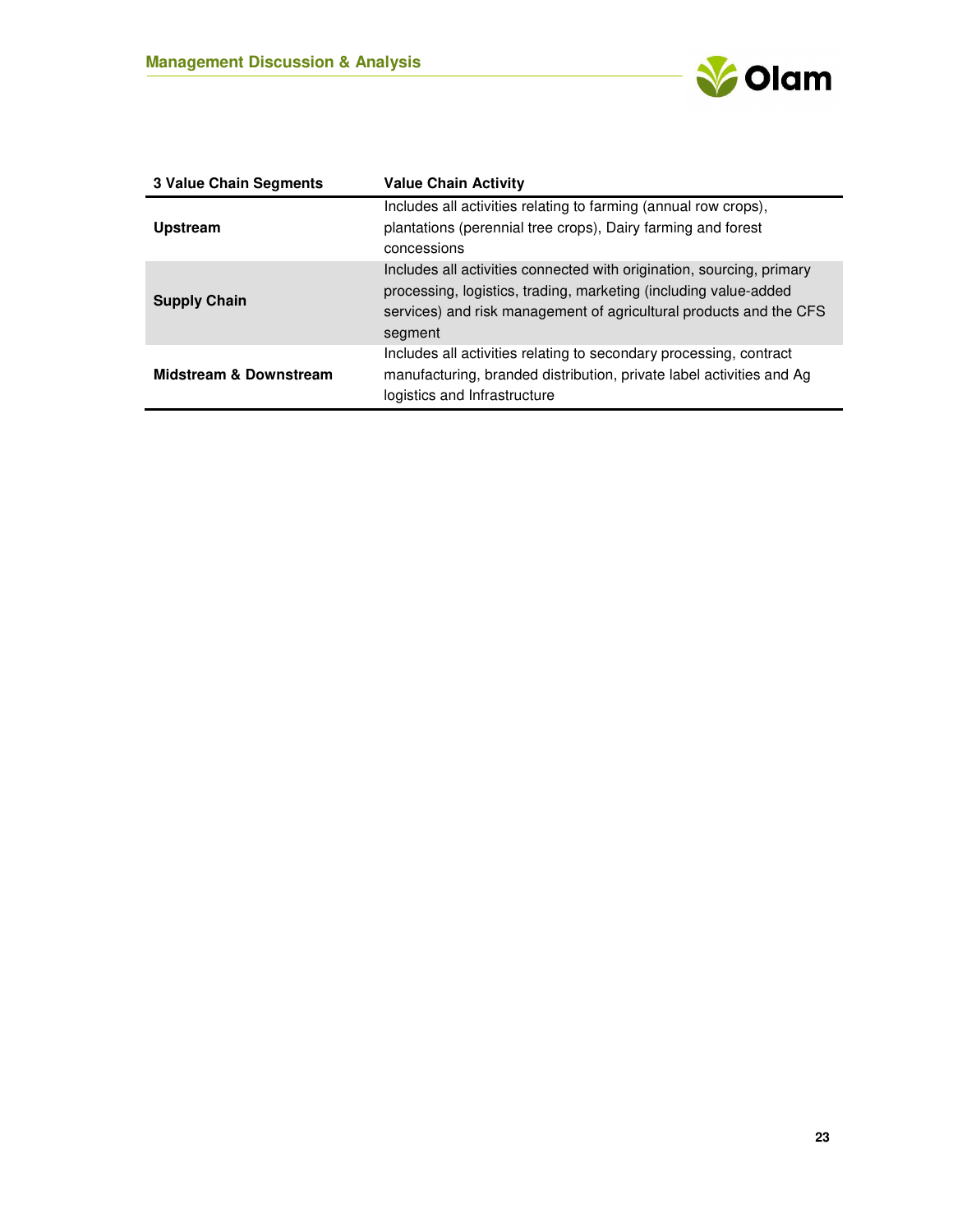| 3 Value Chain Segments | Value Chain Activity |
|---|---|
| **Upstream** | Includes all activities relating to farming (annual row crops), plantations (perennial tree crops), Dairy farming and forest concessions |
| **Supply Chain** | Includes all activities connected with origination, sourcing, primary processing, logistics, trading, marketing (including value-added services) and risk management of agricultural products and the CFS segment |
| **Midstream & Downstream** | Includes all activities relating to secondary processing, contract manufacturing, branded distribution, private label activities and Ag logistics and Infrastructure |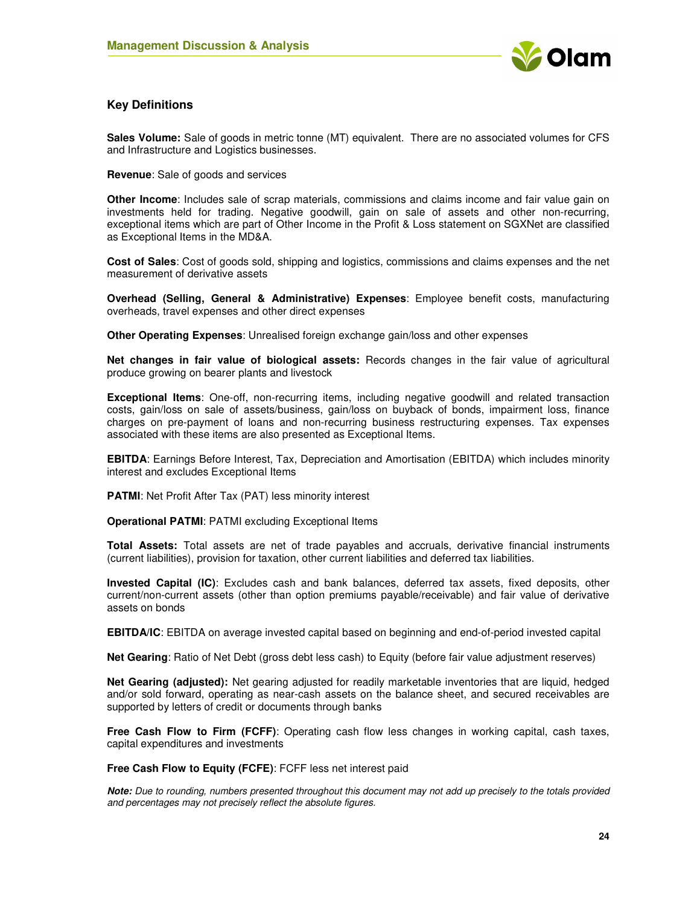## Key Definitions

**Sales Volume:** Sale of goods in metric tonne (MT) equivalent. There are no associated volumes for CFS and Infrastructure and Logistics businesses.

**Revenue**: Sale of goods and services

**Other Income**: Includes sale of scrap materials, commissions and claims income and fair value gain on investments held for trading. Negative goodwill, gain on sale of assets and other non-recurring, exceptional items which are part of Other Income in the Profit & Loss statement on SGXNet are classified as Exceptional Items in the MD&A.

**Cost of Sales**: Cost of goods sold, shipping and logistics, commissions and claims expenses and the net measurement of derivative assets

**Overhead (Selling, General & Administrative) Expenses**: Employee benefit costs, manufacturing overheads, travel expenses and other direct expenses

**Other Operating Expenses**: Unrealised foreign exchange gain/loss and other expenses

**Net changes in fair value of biological assets:** Records changes in the fair value of agricultural produce growing on bearer plants and livestock

**Exceptional Items**: One-off, non-recurring items, including negative goodwill and related transaction costs, gain/loss on sale of assets/business, gain/loss on buyback of bonds, impairment loss, finance charges on pre-payment of loans and non-recurring business restructuring expenses. Tax expenses associated with these items are also presented as Exceptional Items.

**EBITDA**: Earnings Before Interest, Tax, Depreciation and Amortisation (EBITDA) which includes minority interest and excludes Exceptional Items

**PATMI**: Net Profit After Tax (PAT) less minority interest

**Operational PATMI**: PATMI excluding Exceptional Items

**Total Assets:** Total assets are net of trade payables and accruals, derivative financial instruments (current liabilities), provision for taxation, other current liabilities and deferred tax liabilities.

**Invested Capital (IC)**: Excludes cash and bank balances, deferred tax assets, fixed deposits, other current/non-current assets (other than option premiums payable/receivable) and fair value of derivative assets on bonds

**EBITDA/IC**: EBITDA on average invested capital based on beginning and end-of-period invested capital

**Net Gearing**: Ratio of Net Debt (gross debt less cash) to Equity (before fair value adjustment reserves)

**Net Gearing (adjusted):** Net gearing adjusted for readily marketable inventories that are liquid, hedged and/or sold forward, operating as near-cash assets on the balance sheet, and secured receivables are supported by letters of credit or documents through banks

**Free Cash Flow to Firm (FCFF)**: Operating cash flow less changes in working capital, cash taxes, capital expenditures and investments

**Free Cash Flow to Equity (FCFE)**: FCFF less net interest paid

***Note:*** *Due to rounding, numbers presented throughout this document may not add up precisely to the totals provided and percentages may not precisely reflect the absolute figures.*